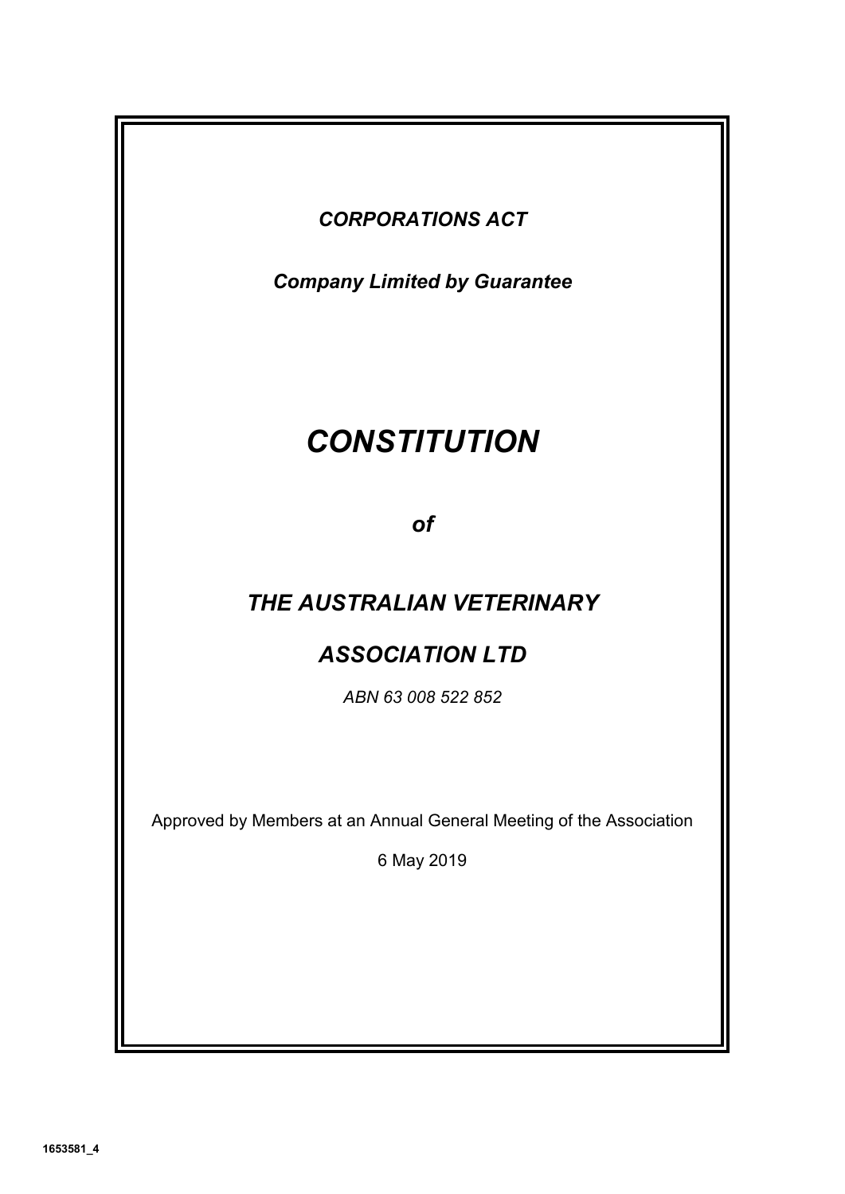*CORPORATIONS ACT*

*Company Limited by Guarantee*

# *CONSTITUTION*

***of***

## *THE AUSTRALIAN VETERINARY ASSOCIATION LTD*

*ABN 63 008 522 852*

Approved by Members at an Annual General Meeting of the Association

6 May 2019

**1653581_4**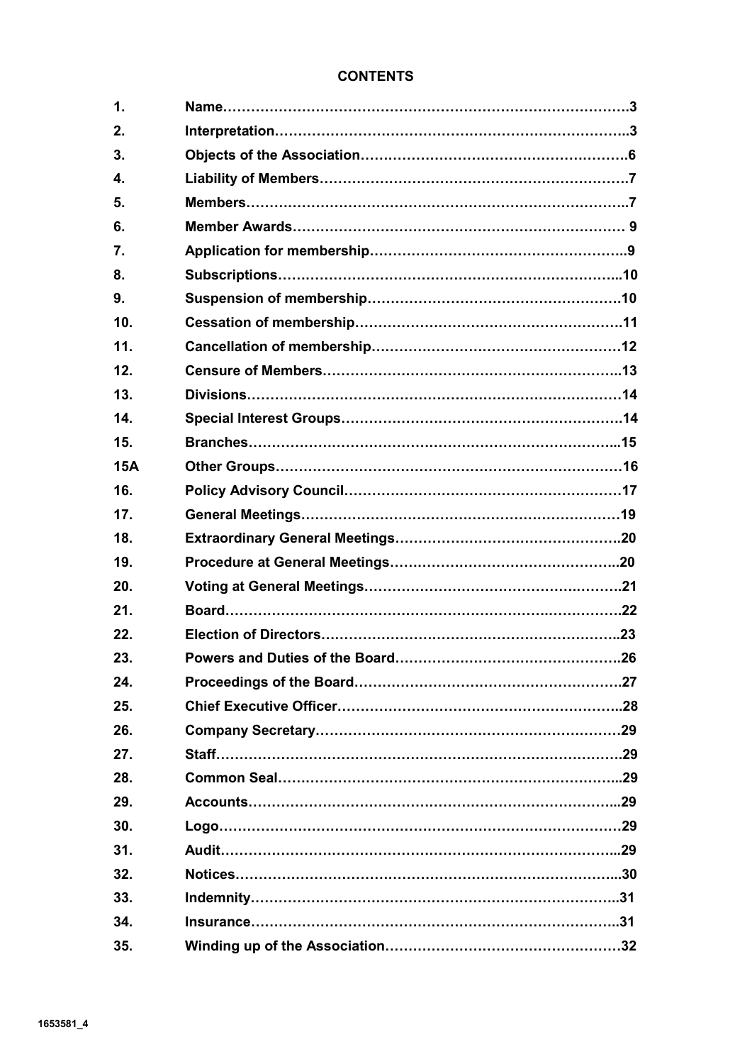## CONTENTS

| | | |
|---|---|---|
| **1.** | **Name** | **3** |
| **2.** | **Interpretation** | **3** |
| **3.** | **Objects of the Association** | **6** |
| **4.** | **Liability of Members** | **7** |
| **5.** | **Members** | **7** |
| **6.** | **Member Awards** | **9** |
| **7.** | **Application for membership** | **9** |
| **8.** | **Subscriptions** | **10** |
| **9.** | **Suspension of membership** | **10** |
| **10.** | **Cessation of membership** | **11** |
| **11.** | **Cancellation of membership** | **12** |
| **12.** | **Censure of Members** | **13** |
| **13.** | **Divisions** | **14** |
| **14.** | **Special Interest Groups** | **14** |
| **15.** | **Branches** | **15** |
| **15A** | **Other Groups** | **16** |
| **16.** | **Policy Advisory Council** | **17** |
| **17.** | **General Meetings** | **19** |
| **18.** | **Extraordinary General Meetings** | **20** |
| **19.** | **Procedure at General Meetings** | **20** |
| **20.** | **Voting at General Meetings** | **21** |
| **21.** | **Board** | **22** |
| **22.** | **Election of Directors** | **23** |
| **23.** | **Powers and Duties of the Board** | **26** |
| **24.** | **Proceedings of the Board** | **27** |
| **25.** | **Chief Executive Officer** | **28** |
| **26.** | **Company Secretary** | **29** |
| **27.** | **Staff** | **29** |
| **28.** | **Common Seal** | **29** |
| **29.** | **Accounts** | **29** |
| **30.** | **Logo** | **29** |
| **31.** | **Audit** | **29** |
| **32.** | **Notices** | **30** |
| **33.** | **Indemnity** | **31** |
| **34.** | **Insurance** | **31** |
| **35.** | **Winding up of the Association** | **32** |

**1653581_4**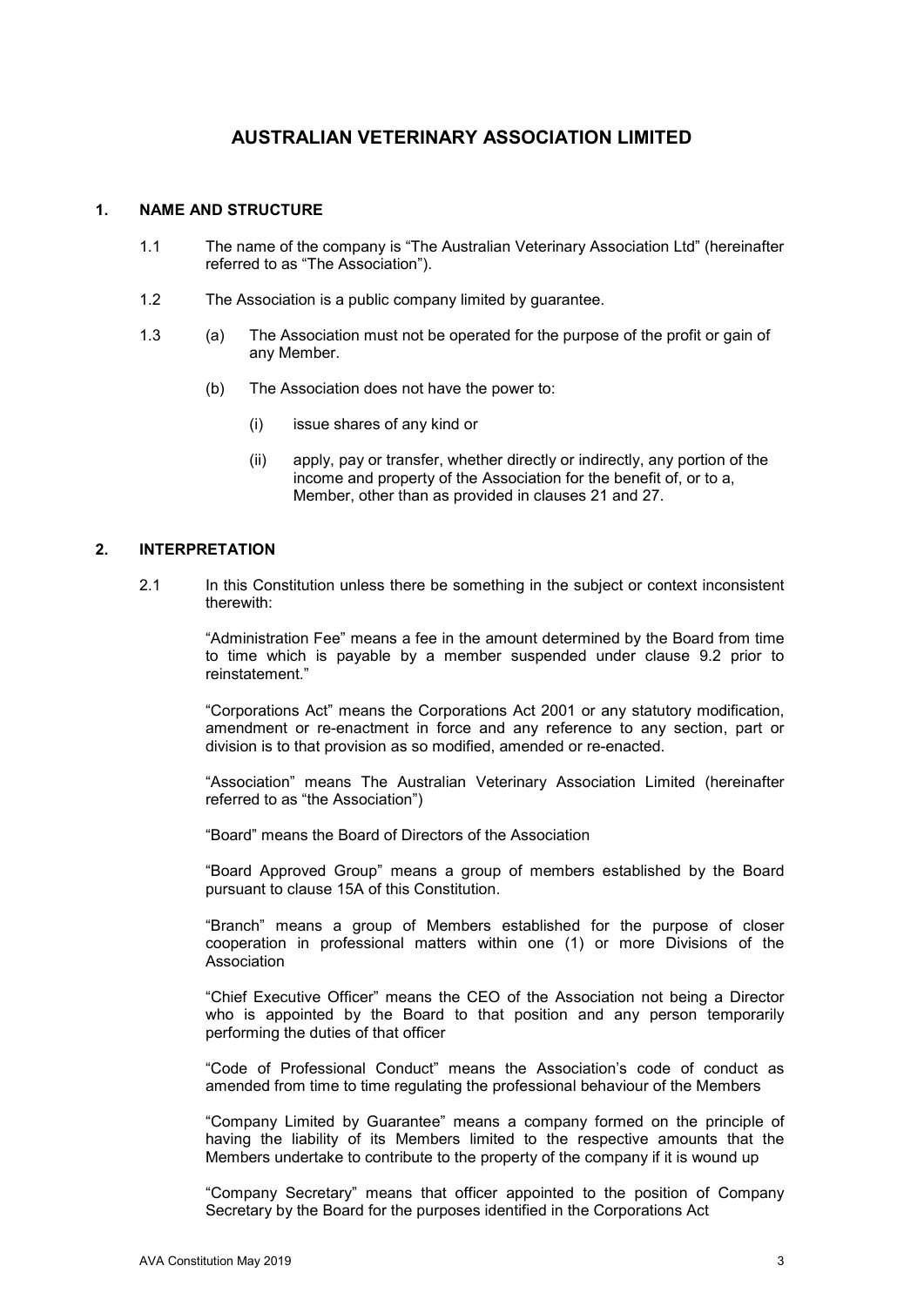# AUSTRALIAN VETERINARY ASSOCIATION LIMITED

## 1. NAME AND STRUCTURE

1.1 The name of the company is "The Australian Veterinary Association Ltd" (hereinafter referred to as "The Association").

1.2 The Association is a public company limited by guarantee.

1.3 (a) The Association must not be operated for the purpose of the profit or gain of any Member.

(b) The Association does not have the power to:

(i) issue shares of any kind or

(ii) apply, pay or transfer, whether directly or indirectly, any portion of the income and property of the Association for the benefit of, or to a, Member, other than as provided in clauses 21 and 27.

## 2. INTERPRETATION

2.1 In this Constitution unless there be something in the subject or context inconsistent therewith:

"Administration Fee" means a fee in the amount determined by the Board from time to time which is payable by a member suspended under clause 9.2 prior to reinstatement."

"Corporations Act" means the Corporations Act 2001 or any statutory modification, amendment or re-enactment in force and any reference to any section, part or division is to that provision as so modified, amended or re-enacted.

"Association" means The Australian Veterinary Association Limited (hereinafter referred to as "the Association")

"Board" means the Board of Directors of the Association

"Board Approved Group" means a group of members established by the Board pursuant to clause 15A of this Constitution.

"Branch" means a group of Members established for the purpose of closer cooperation in professional matters within one (1) or more Divisions of the Association

"Chief Executive Officer" means the CEO of the Association not being a Director who is appointed by the Board to that position and any person temporarily performing the duties of that officer

"Code of Professional Conduct" means the Association's code of conduct as amended from time to time regulating the professional behaviour of the Members

"Company Limited by Guarantee" means a company formed on the principle of having the liability of its Members limited to the respective amounts that the Members undertake to contribute to the property of the company if it is wound up

"Company Secretary" means that officer appointed to the position of Company Secretary by the Board for the purposes identified in the Corporations Act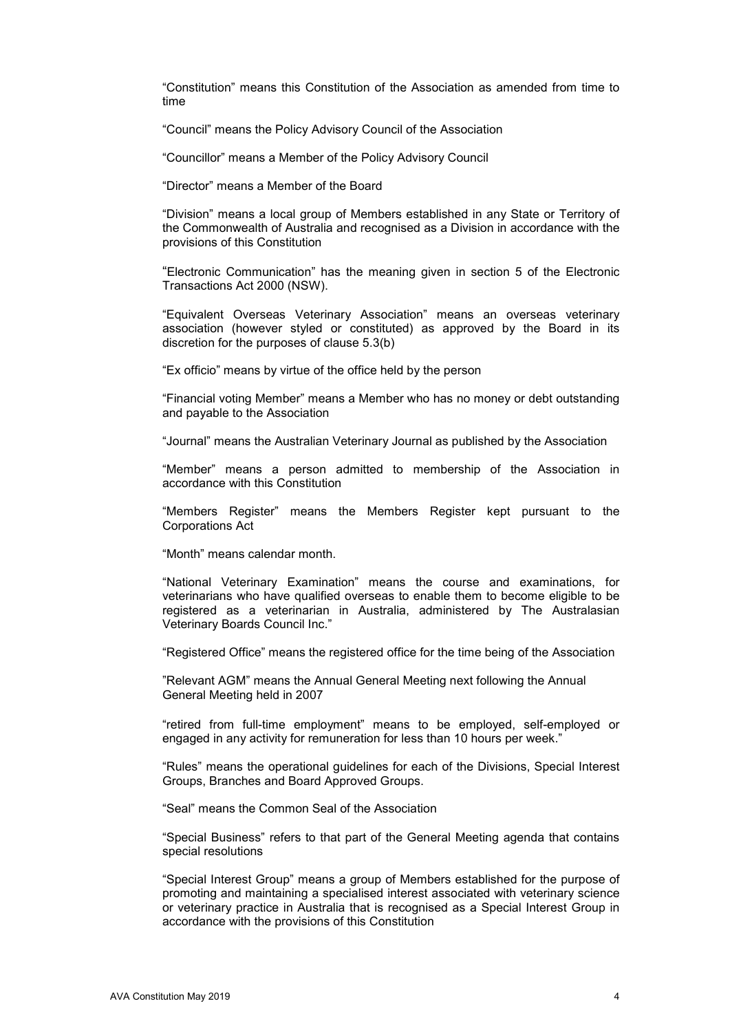"Constitution" means this Constitution of the Association as amended from time to time

"Council" means the Policy Advisory Council of the Association

"Councillor" means a Member of the Policy Advisory Council

"Director" means a Member of the Board

"Division" means a local group of Members established in any State or Territory of the Commonwealth of Australia and recognised as a Division in accordance with the provisions of this Constitution

"Electronic Communication" has the meaning given in section 5 of the Electronic Transactions Act 2000 (NSW).

"Equivalent Overseas Veterinary Association" means an overseas veterinary association (however styled or constituted) as approved by the Board in its discretion for the purposes of clause 5.3(b)

"Ex officio" means by virtue of the office held by the person

"Financial voting Member" means a Member who has no money or debt outstanding and payable to the Association

"Journal" means the Australian Veterinary Journal as published by the Association

"Member" means a person admitted to membership of the Association in accordance with this Constitution

"Members Register" means the Members Register kept pursuant to the Corporations Act

"Month" means calendar month.

"National Veterinary Examination" means the course and examinations, for veterinarians who have qualified overseas to enable them to become eligible to be registered as a veterinarian in Australia, administered by The Australasian Veterinary Boards Council Inc."

"Registered Office" means the registered office for the time being of the Association

"Relevant AGM" means the Annual General Meeting next following the Annual General Meeting held in 2007

"retired from full-time employment" means to be employed, self-employed or engaged in any activity for remuneration for less than 10 hours per week."

"Rules" means the operational guidelines for each of the Divisions, Special Interest Groups, Branches and Board Approved Groups.

"Seal" means the Common Seal of the Association

"Special Business" refers to that part of the General Meeting agenda that contains special resolutions

"Special Interest Group" means a group of Members established for the purpose of promoting and maintaining a specialised interest associated with veterinary science or veterinary practice in Australia that is recognised as a Special Interest Group in accordance with the provisions of this Constitution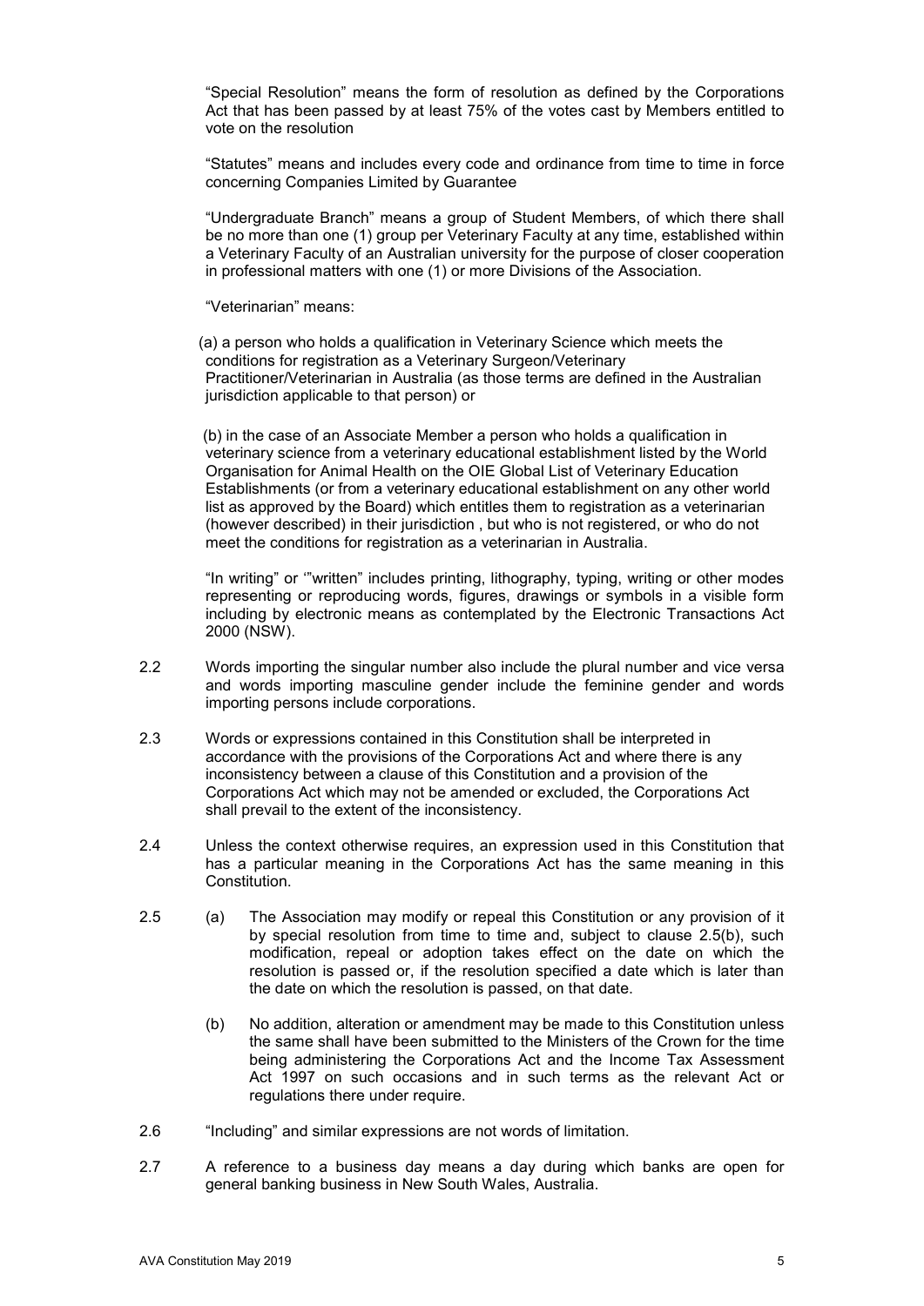"Special Resolution" means the form of resolution as defined by the Corporations Act that has been passed by at least 75% of the votes cast by Members entitled to vote on the resolution

"Statutes" means and includes every code and ordinance from time to time in force concerning Companies Limited by Guarantee

"Undergraduate Branch" means a group of Student Members, of which there shall be no more than one (1) group per Veterinary Faculty at any time, established within a Veterinary Faculty of an Australian university for the purpose of closer cooperation in professional matters with one (1) or more Divisions of the Association.

"Veterinarian" means:

(a) a person who holds a qualification in Veterinary Science which meets the conditions for registration as a Veterinary Surgeon/Veterinary Practitioner/Veterinarian in Australia (as those terms are defined in the Australian jurisdiction applicable to that person) or

(b) in the case of an Associate Member a person who holds a qualification in veterinary science from a veterinary educational establishment listed by the World Organisation for Animal Health on the OIE Global List of Veterinary Education Establishments (or from a veterinary educational establishment on any other world list as approved by the Board) which entitles them to registration as a veterinarian (however described) in their jurisdiction , but who is not registered, or who do not meet the conditions for registration as a veterinarian in Australia.

"In writing" or '"written" includes printing, lithography, typing, writing or other modes representing or reproducing words, figures, drawings or symbols in a visible form including by electronic means as contemplated by the Electronic Transactions Act 2000 (NSW).

2.2 Words importing the singular number also include the plural number and vice versa and words importing masculine gender include the feminine gender and words importing persons include corporations.

2.3 Words or expressions contained in this Constitution shall be interpreted in accordance with the provisions of the Corporations Act and where there is any inconsistency between a clause of this Constitution and a provision of the Corporations Act which may not be amended or excluded, the Corporations Act shall prevail to the extent of the inconsistency.

2.4 Unless the context otherwise requires, an expression used in this Constitution that has a particular meaning in the Corporations Act has the same meaning in this Constitution.

2.5 (a) The Association may modify or repeal this Constitution or any provision of it by special resolution from time to time and, subject to clause 2.5(b), such modification, repeal or adoption takes effect on the date on which the resolution is passed or, if the resolution specified a date which is later than the date on which the resolution is passed, on that date.

(b) No addition, alteration or amendment may be made to this Constitution unless the same shall have been submitted to the Ministers of the Crown for the time being administering the Corporations Act and the Income Tax Assessment Act 1997 on such occasions and in such terms as the relevant Act or regulations there under require.

2.6 "Including" and similar expressions are not words of limitation.

2.7 A reference to a business day means a day during which banks are open for general banking business in New South Wales, Australia.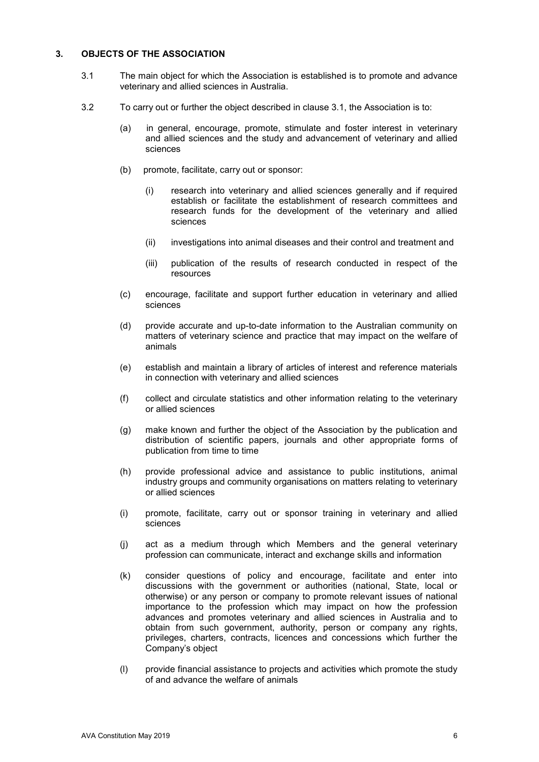## 3. OBJECTS OF THE ASSOCIATION

3.1 The main object for which the Association is established is to promote and advance veterinary and allied sciences in Australia.

3.2 To carry out or further the object described in clause 3.1, the Association is to:

(a) in general, encourage, promote, stimulate and foster interest in veterinary and allied sciences and the study and advancement of veterinary and allied sciences

(b) promote, facilitate, carry out or sponsor:

(i) research into veterinary and allied sciences generally and if required establish or facilitate the establishment of research committees and research funds for the development of the veterinary and allied sciences

(ii) investigations into animal diseases and their control and treatment and

(iii) publication of the results of research conducted in respect of the resources

(c) encourage, facilitate and support further education in veterinary and allied sciences

(d) provide accurate and up-to-date information to the Australian community on matters of veterinary science and practice that may impact on the welfare of animals

(e) establish and maintain a library of articles of interest and reference materials in connection with veterinary and allied sciences

(f) collect and circulate statistics and other information relating to the veterinary or allied sciences

(g) make known and further the object of the Association by the publication and distribution of scientific papers, journals and other appropriate forms of publication from time to time

(h) provide professional advice and assistance to public institutions, animal industry groups and community organisations on matters relating to veterinary or allied sciences

(i) promote, facilitate, carry out or sponsor training in veterinary and allied sciences

(j) act as a medium through which Members and the general veterinary profession can communicate, interact and exchange skills and information

(k) consider questions of policy and encourage, facilitate and enter into discussions with the government or authorities (national, State, local or otherwise) or any person or company to promote relevant issues of national importance to the profession which may impact on how the profession advances and promotes veterinary and allied sciences in Australia and to obtain from such government, authority, person or company any rights, privileges, charters, contracts, licences and concessions which further the Company's object

(l) provide financial assistance to projects and activities which promote the study of and advance the welfare of animals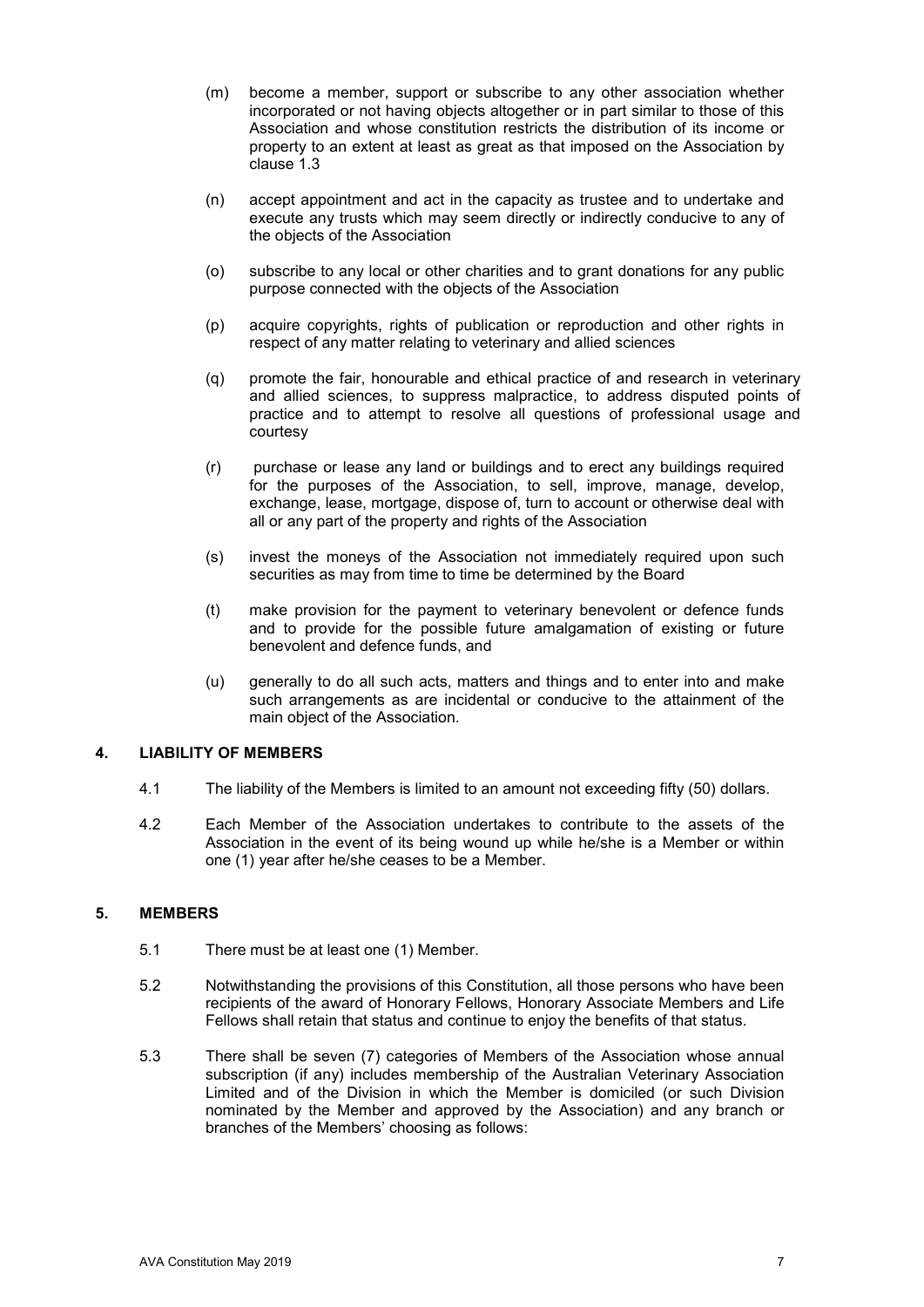(m) become a member, support or subscribe to any other association whether incorporated or not having objects altogether or in part similar to those of this Association and whose constitution restricts the distribution of its income or property to an extent at least as great as that imposed on the Association by clause 1.3

(n) accept appointment and act in the capacity as trustee and to undertake and execute any trusts which may seem directly or indirectly conducive to any of the objects of the Association

(o) subscribe to any local or other charities and to grant donations for any public purpose connected with the objects of the Association

(p) acquire copyrights, rights of publication or reproduction and other rights in respect of any matter relating to veterinary and allied sciences

(q) promote the fair, honourable and ethical practice of and research in veterinary and allied sciences, to suppress malpractice, to address disputed points of practice and to attempt to resolve all questions of professional usage and courtesy

(r) purchase or lease any land or buildings and to erect any buildings required for the purposes of the Association, to sell, improve, manage, develop, exchange, lease, mortgage, dispose of, turn to account or otherwise deal with all or any part of the property and rights of the Association

(s) invest the moneys of the Association not immediately required upon such securities as may from time to time be determined by the Board

(t) make provision for the payment to veterinary benevolent or defence funds and to provide for the possible future amalgamation of existing or future benevolent and defence funds, and

(u) generally to do all such acts, matters and things and to enter into and make such arrangements as are incidental or conducive to the attainment of the main object of the Association.

## 4. LIABILITY OF MEMBERS

4.1 The liability of the Members is limited to an amount not exceeding fifty (50) dollars.

4.2 Each Member of the Association undertakes to contribute to the assets of the Association in the event of its being wound up while he/she is a Member or within one (1) year after he/she ceases to be a Member.

## 5. MEMBERS

5.1 There must be at least one (1) Member.

5.2 Notwithstanding the provisions of this Constitution, all those persons who have been recipients of the award of Honorary Fellows, Honorary Associate Members and Life Fellows shall retain that status and continue to enjoy the benefits of that status.

5.3 There shall be seven (7) categories of Members of the Association whose annual subscription (if any) includes membership of the Australian Veterinary Association Limited and of the Division in which the Member is domiciled (or such Division nominated by the Member and approved by the Association) and any branch or branches of the Members' choosing as follows: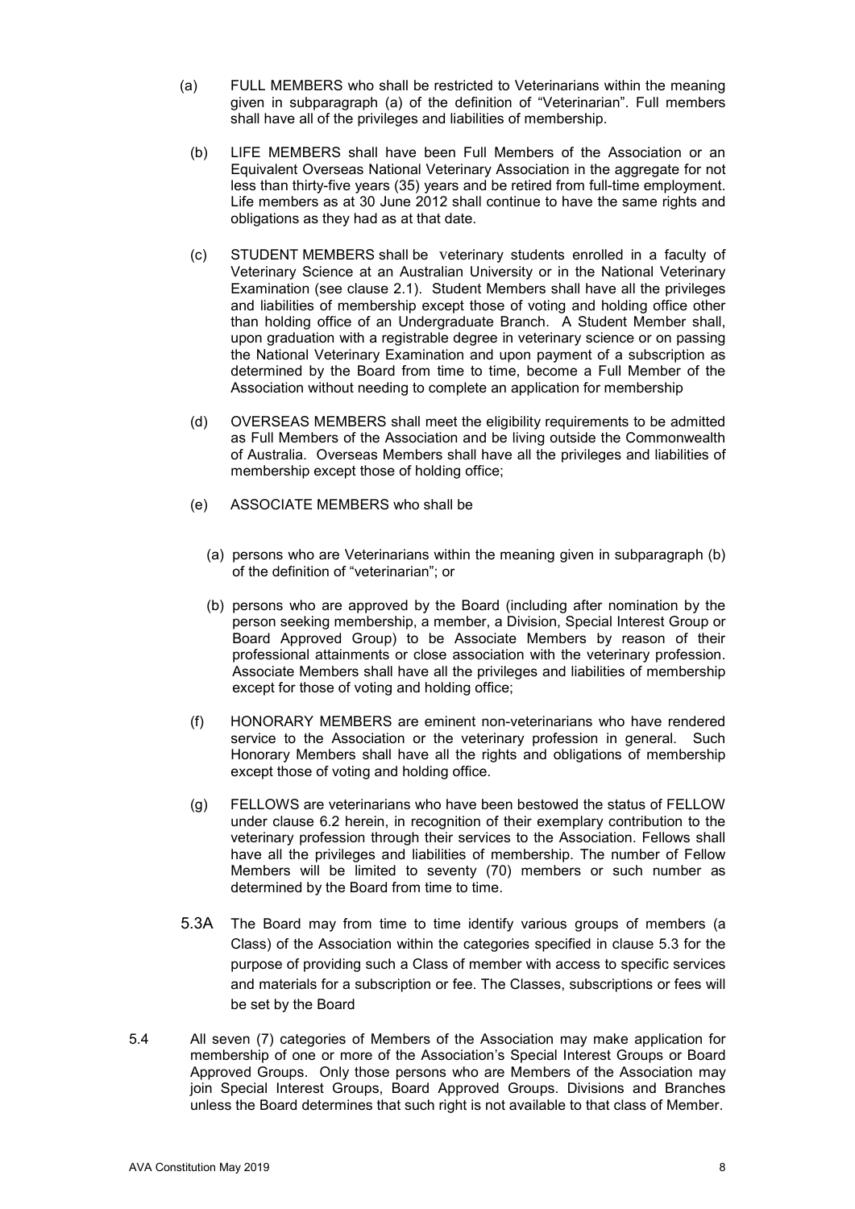(a) FULL MEMBERS who shall be restricted to Veterinarians within the meaning given in subparagraph (a) of the definition of "Veterinarian". Full members shall have all of the privileges and liabilities of membership.

(b) LIFE MEMBERS shall have been Full Members of the Association or an Equivalent Overseas National Veterinary Association in the aggregate for not less than thirty-five years (35) years and be retired from full-time employment. Life members as at 30 June 2012 shall continue to have the same rights and obligations as they had as at that date.

(c) STUDENT MEMBERS shall be veterinary students enrolled in a faculty of Veterinary Science at an Australian University or in the National Veterinary Examination (see clause 2.1). Student Members shall have all the privileges and liabilities of membership except those of voting and holding office other than holding office of an Undergraduate Branch. A Student Member shall, upon graduation with a registrable degree in veterinary science or on passing the National Veterinary Examination and upon payment of a subscription as determined by the Board from time to time, become a Full Member of the Association without needing to complete an application for membership

(d) OVERSEAS MEMBERS shall meet the eligibility requirements to be admitted as Full Members of the Association and be living outside the Commonwealth of Australia. Overseas Members shall have all the privileges and liabilities of membership except those of holding office;

(e) ASSOCIATE MEMBERS who shall be

  (a) persons who are Veterinarians within the meaning given in subparagraph (b) of the definition of "veterinarian"; or

  (b) persons who are approved by the Board (including after nomination by the person seeking membership, a member, a Division, Special Interest Group or Board Approved Group) to be Associate Members by reason of their professional attainments or close association with the veterinary profession. Associate Members shall have all the privileges and liabilities of membership except for those of voting and holding office;

(f) HONORARY MEMBERS are eminent non-veterinarians who have rendered service to the Association or the veterinary profession in general. Such Honorary Members shall have all the rights and obligations of membership except those of voting and holding office.

(g) FELLOWS are veterinarians who have been bestowed the status of FELLOW under clause 6.2 herein, in recognition of their exemplary contribution to the veterinary profession through their services to the Association. Fellows shall have all the privileges and liabilities of membership. The number of Fellow Members will be limited to seventy (70) members or such number as determined by the Board from time to time.

5.3A The Board may from time to time identify various groups of members (a Class) of the Association within the categories specified in clause 5.3 for the purpose of providing such a Class of member with access to specific services and materials for a subscription or fee. The Classes, subscriptions or fees will be set by the Board

5.4 All seven (7) categories of Members of the Association may make application for membership of one or more of the Association's Special Interest Groups or Board Approved Groups. Only those persons who are Members of the Association may join Special Interest Groups, Board Approved Groups. Divisions and Branches unless the Board determines that such right is not available to that class of Member.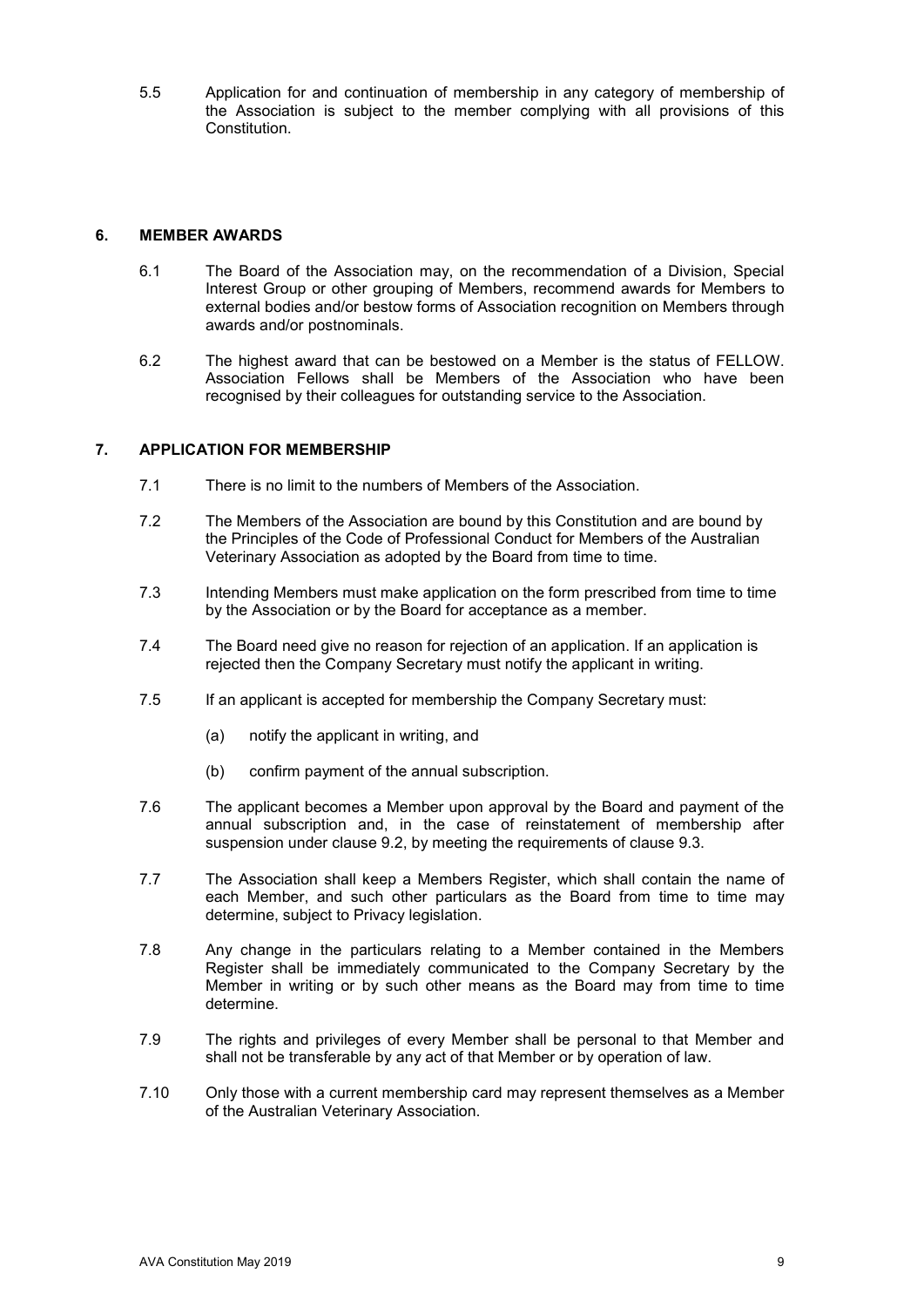5.5 Application for and continuation of membership in any category of membership of the Association is subject to the member complying with all provisions of this Constitution.

## 6. MEMBER AWARDS

6.1 The Board of the Association may, on the recommendation of a Division, Special Interest Group or other grouping of Members, recommend awards for Members to external bodies and/or bestow forms of Association recognition on Members through awards and/or postnominals.

6.2 The highest award that can be bestowed on a Member is the status of FELLOW. Association Fellows shall be Members of the Association who have been recognised by their colleagues for outstanding service to the Association.

## 7. APPLICATION FOR MEMBERSHIP

7.1 There is no limit to the numbers of Members of the Association.

7.2 The Members of the Association are bound by this Constitution and are bound by the Principles of the Code of Professional Conduct for Members of the Australian Veterinary Association as adopted by the Board from time to time.

7.3 Intending Members must make application on the form prescribed from time to time by the Association or by the Board for acceptance as a member.

7.4 The Board need give no reason for rejection of an application. If an application is rejected then the Company Secretary must notify the applicant in writing.

7.5 If an applicant is accepted for membership the Company Secretary must:

(a) notify the applicant in writing, and

(b) confirm payment of the annual subscription.

7.6 The applicant becomes a Member upon approval by the Board and payment of the annual subscription and, in the case of reinstatement of membership after suspension under clause 9.2, by meeting the requirements of clause 9.3.

7.7 The Association shall keep a Members Register, which shall contain the name of each Member, and such other particulars as the Board from time to time may determine, subject to Privacy legislation.

7.8 Any change in the particulars relating to a Member contained in the Members Register shall be immediately communicated to the Company Secretary by the Member in writing or by such other means as the Board may from time to time determine.

7.9 The rights and privileges of every Member shall be personal to that Member and shall not be transferable by any act of that Member or by operation of law.

7.10 Only those with a current membership card may represent themselves as a Member of the Australian Veterinary Association.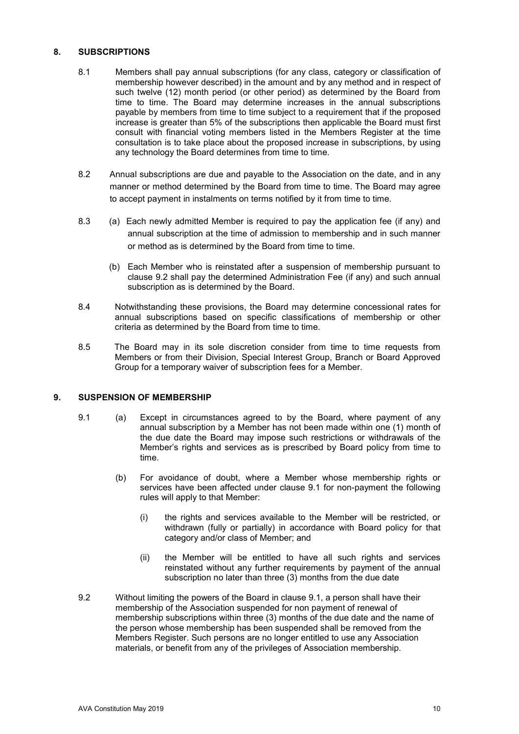## 8. SUBSCRIPTIONS

8.1 Members shall pay annual subscriptions (for any class, category or classification of membership however described) in the amount and by any method and in respect of such twelve (12) month period (or other period) as determined by the Board from time to time. The Board may determine increases in the annual subscriptions payable by members from time to time subject to a requirement that if the proposed increase is greater than 5% of the subscriptions then applicable the Board must first consult with financial voting members listed in the Members Register at the time consultation is to take place about the proposed increase in subscriptions, by using any technology the Board determines from time to time.

8.2 Annual subscriptions are due and payable to the Association on the date, and in any manner or method determined by the Board from time to time. The Board may agree to accept payment in instalments on terms notified by it from time to time.

8.3 (a) Each newly admitted Member is required to pay the application fee (if any) and annual subscription at the time of admission to membership and in such manner or method as is determined by the Board from time to time.

(b) Each Member who is reinstated after a suspension of membership pursuant to clause 9.2 shall pay the determined Administration Fee (if any) and such annual subscription as is determined by the Board.

8.4 Notwithstanding these provisions, the Board may determine concessional rates for annual subscriptions based on specific classifications of membership or other criteria as determined by the Board from time to time.

8.5 The Board may in its sole discretion consider from time to time requests from Members or from their Division, Special Interest Group, Branch or Board Approved Group for a temporary waiver of subscription fees for a Member.

## 9. SUSPENSION OF MEMBERSHIP

9.1 (a) Except in circumstances agreed to by the Board, where payment of any annual subscription by a Member has not been made within one (1) month of the due date the Board may impose such restrictions or withdrawals of the Member's rights and services as is prescribed by Board policy from time to time.

(b) For avoidance of doubt, where a Member whose membership rights or services have been affected under clause 9.1 for non-payment the following rules will apply to that Member:

(i) the rights and services available to the Member will be restricted, or withdrawn (fully or partially) in accordance with Board policy for that category and/or class of Member; and

(ii) the Member will be entitled to have all such rights and services reinstated without any further requirements by payment of the annual subscription no later than three (3) months from the due date

9.2 Without limiting the powers of the Board in clause 9.1, a person shall have their membership of the Association suspended for non payment of renewal of membership subscriptions within three (3) months of the due date and the name of the person whose membership has been suspended shall be removed from the Members Register. Such persons are no longer entitled to use any Association materials, or benefit from any of the privileges of Association membership.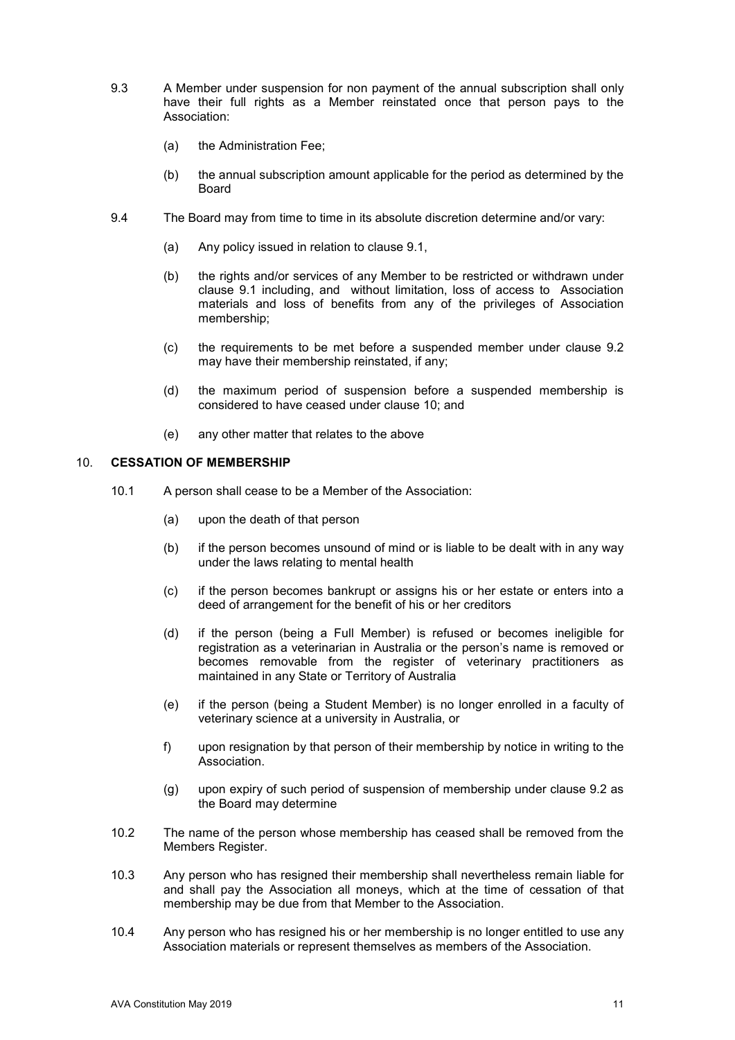9.3 A Member under suspension for non payment of the annual subscription shall only have their full rights as a Member reinstated once that person pays to the Association:

(a) the Administration Fee;

(b) the annual subscription amount applicable for the period as determined by the Board

9.4 The Board may from time to time in its absolute discretion determine and/or vary:

(a) Any policy issued in relation to clause 9.1,

(b) the rights and/or services of any Member to be restricted or withdrawn under clause 9.1 including, and without limitation, loss of access to Association materials and loss of benefits from any of the privileges of Association membership;

(c) the requirements to be met before a suspended member under clause 9.2 may have their membership reinstated, if any;

(d) the maximum period of suspension before a suspended membership is considered to have ceased under clause 10; and

(e) any other matter that relates to the above

## 10. CESSATION OF MEMBERSHIP

10.1 A person shall cease to be a Member of the Association:

(a) upon the death of that person

(b) if the person becomes unsound of mind or is liable to be dealt with in any way under the laws relating to mental health

(c) if the person becomes bankrupt or assigns his or her estate or enters into a deed of arrangement for the benefit of his or her creditors

(d) if the person (being a Full Member) is refused or becomes ineligible for registration as a veterinarian in Australia or the person's name is removed or becomes removable from the register of veterinary practitioners as maintained in any State or Territory of Australia

(e) if the person (being a Student Member) is no longer enrolled in a faculty of veterinary science at a university in Australia, or

f) upon resignation by that person of their membership by notice in writing to the Association.

(g) upon expiry of such period of suspension of membership under clause 9.2 as the Board may determine

10.2 The name of the person whose membership has ceased shall be removed from the Members Register.

10.3 Any person who has resigned their membership shall nevertheless remain liable for and shall pay the Association all moneys, which at the time of cessation of that membership may be due from that Member to the Association.

10.4 Any person who has resigned his or her membership is no longer entitled to use any Association materials or represent themselves as members of the Association.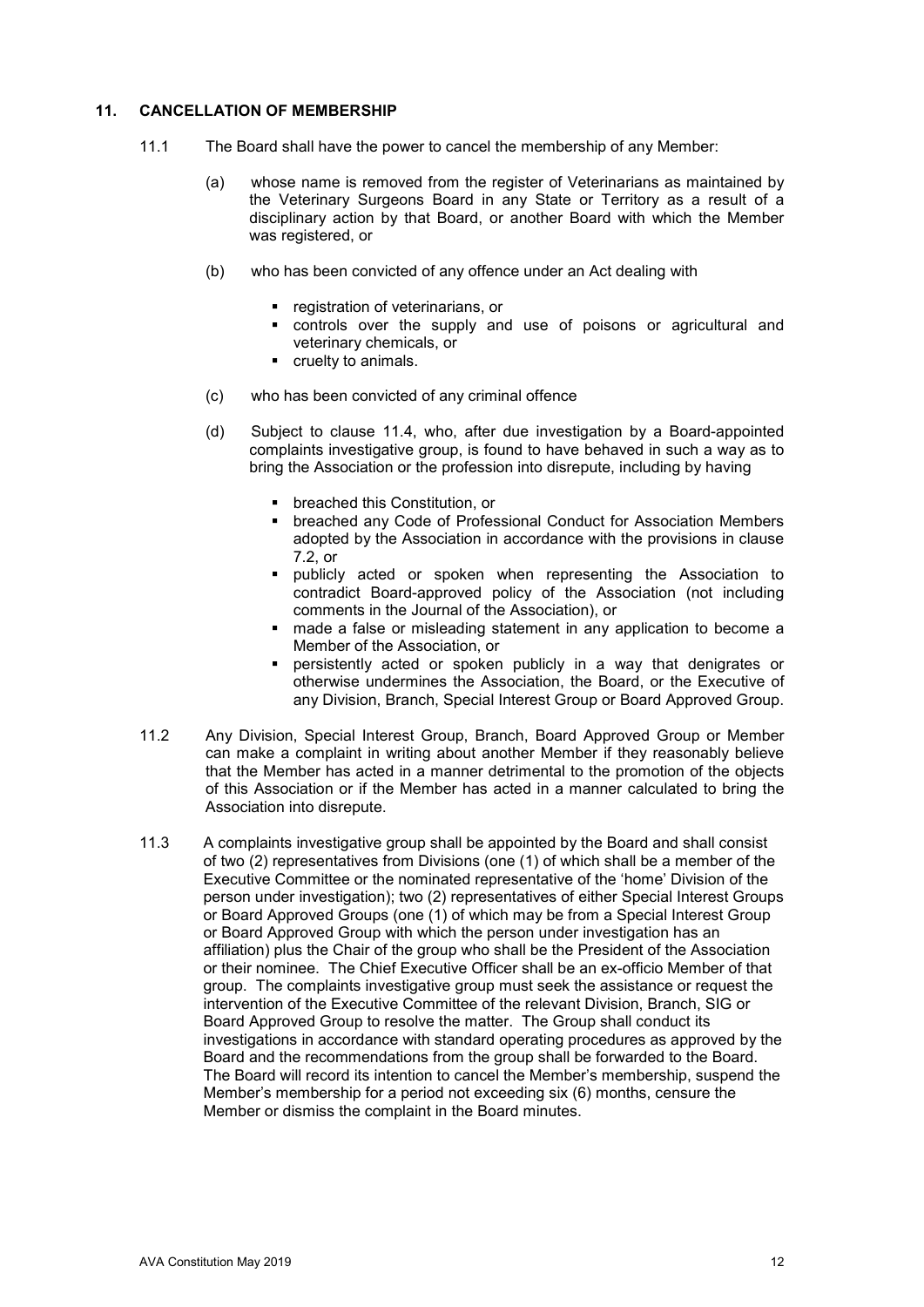## 11. CANCELLATION OF MEMBERSHIP

11.1 The Board shall have the power to cancel the membership of any Member:

(a) whose name is removed from the register of Veterinarians as maintained by the Veterinary Surgeons Board in any State or Territory as a result of a disciplinary action by that Board, or another Board with which the Member was registered, or

(b) who has been convicted of any offence under an Act dealing with

- registration of veterinarians, or
- controls over the supply and use of poisons or agricultural and veterinary chemicals, or
- cruelty to animals.

(c) who has been convicted of any criminal offence

(d) Subject to clause 11.4, who, after due investigation by a Board-appointed complaints investigative group, is found to have behaved in such a way as to bring the Association or the profession into disrepute, including by having

- breached this Constitution, or
- breached any Code of Professional Conduct for Association Members adopted by the Association in accordance with the provisions in clause 7.2, or
- publicly acted or spoken when representing the Association to contradict Board-approved policy of the Association (not including comments in the Journal of the Association), or
- made a false or misleading statement in any application to become a Member of the Association, or
- persistently acted or spoken publicly in a way that denigrates or otherwise undermines the Association, the Board, or the Executive of any Division, Branch, Special Interest Group or Board Approved Group.

11.2 Any Division, Special Interest Group, Branch, Board Approved Group or Member can make a complaint in writing about another Member if they reasonably believe that the Member has acted in a manner detrimental to the promotion of the objects of this Association or if the Member has acted in a manner calculated to bring the Association into disrepute.

11.3 A complaints investigative group shall be appointed by the Board and shall consist of two (2) representatives from Divisions (one (1) of which shall be a member of the Executive Committee or the nominated representative of the 'home' Division of the person under investigation); two (2) representatives of either Special Interest Groups or Board Approved Groups (one (1) of which may be from a Special Interest Group or Board Approved Group with which the person under investigation has an affiliation) plus the Chair of the group who shall be the President of the Association or their nominee. The Chief Executive Officer shall be an ex-officio Member of that group. The complaints investigative group must seek the assistance or request the intervention of the Executive Committee of the relevant Division, Branch, SIG or Board Approved Group to resolve the matter. The Group shall conduct its investigations in accordance with standard operating procedures as approved by the Board and the recommendations from the group shall be forwarded to the Board. The Board will record its intention to cancel the Member's membership, suspend the Member's membership for a period not exceeding six (6) months, censure the Member or dismiss the complaint in the Board minutes.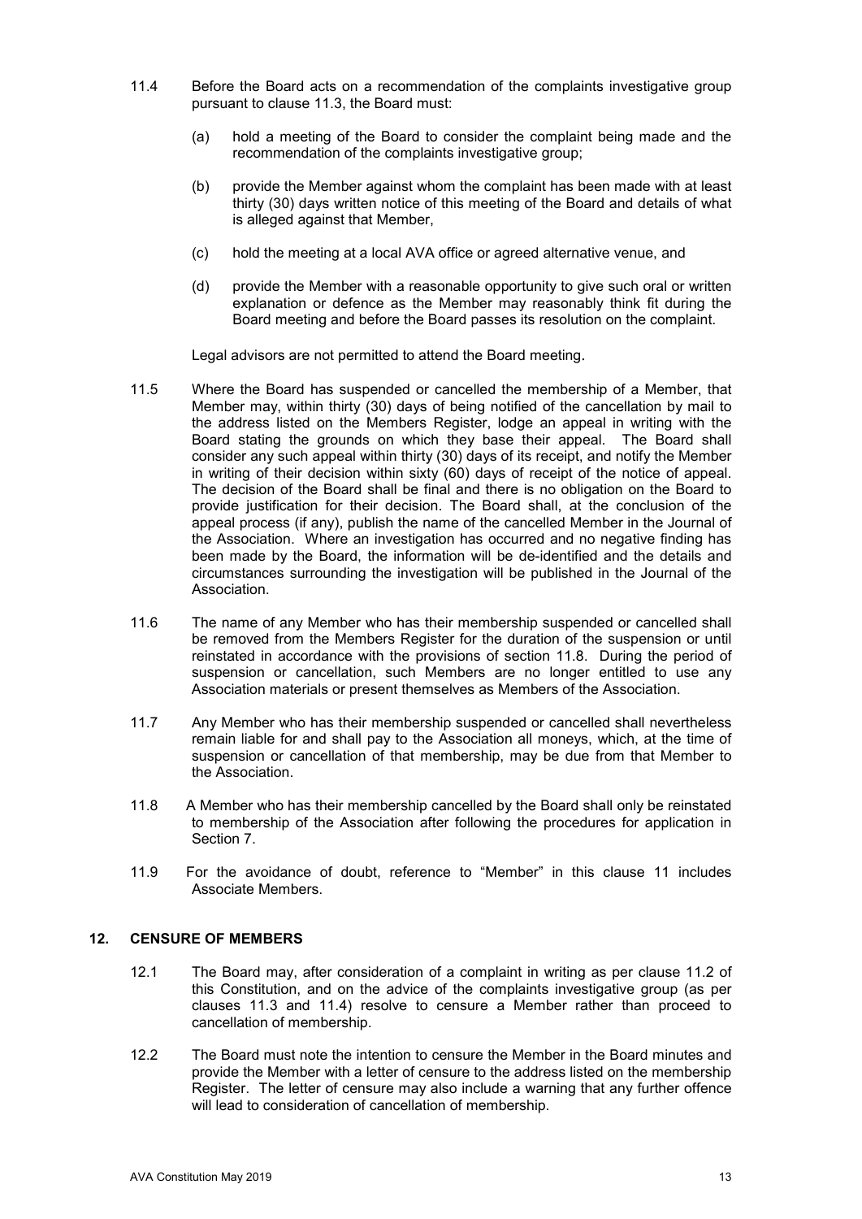11.4 Before the Board acts on a recommendation of the complaints investigative group pursuant to clause 11.3, the Board must:

(a) hold a meeting of the Board to consider the complaint being made and the recommendation of the complaints investigative group;

(b) provide the Member against whom the complaint has been made with at least thirty (30) days written notice of this meeting of the Board and details of what is alleged against that Member,

(c) hold the meeting at a local AVA office or agreed alternative venue, and

(d) provide the Member with a reasonable opportunity to give such oral or written explanation or defence as the Member may reasonably think fit during the Board meeting and before the Board passes its resolution on the complaint.

Legal advisors are not permitted to attend the Board meeting.

11.5 Where the Board has suspended or cancelled the membership of a Member, that Member may, within thirty (30) days of being notified of the cancellation by mail to the address listed on the Members Register, lodge an appeal in writing with the Board stating the grounds on which they base their appeal. The Board shall consider any such appeal within thirty (30) days of its receipt, and notify the Member in writing of their decision within sixty (60) days of receipt of the notice of appeal. The decision of the Board shall be final and there is no obligation on the Board to provide justification for their decision. The Board shall, at the conclusion of the appeal process (if any), publish the name of the cancelled Member in the Journal of the Association. Where an investigation has occurred and no negative finding has been made by the Board, the information will be de-identified and the details and circumstances surrounding the investigation will be published in the Journal of the Association.

11.6 The name of any Member who has their membership suspended or cancelled shall be removed from the Members Register for the duration of the suspension or until reinstated in accordance with the provisions of section 11.8. During the period of suspension or cancellation, such Members are no longer entitled to use any Association materials or present themselves as Members of the Association.

11.7 Any Member who has their membership suspended or cancelled shall nevertheless remain liable for and shall pay to the Association all moneys, which, at the time of suspension or cancellation of that membership, may be due from that Member to the Association.

11.8 A Member who has their membership cancelled by the Board shall only be reinstated to membership of the Association after following the procedures for application in Section 7.

11.9 For the avoidance of doubt, reference to "Member" in this clause 11 includes Associate Members.

## 12. CENSURE OF MEMBERS

12.1 The Board may, after consideration of a complaint in writing as per clause 11.2 of this Constitution, and on the advice of the complaints investigative group (as per clauses 11.3 and 11.4) resolve to censure a Member rather than proceed to cancellation of membership.

12.2 The Board must note the intention to censure the Member in the Board minutes and provide the Member with a letter of censure to the address listed on the membership Register. The letter of censure may also include a warning that any further offence will lead to consideration of cancellation of membership.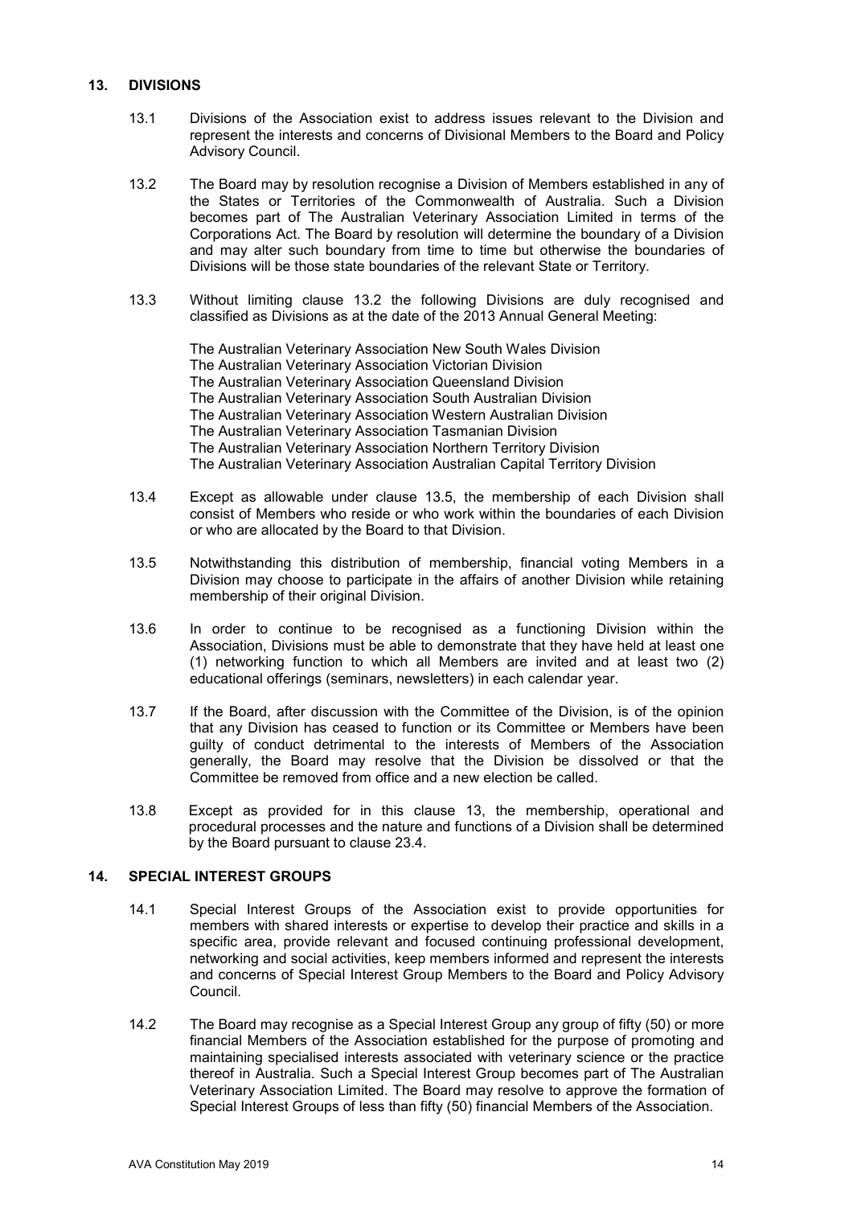## 13. DIVISIONS

13.1 Divisions of the Association exist to address issues relevant to the Division and represent the interests and concerns of Divisional Members to the Board and Policy Advisory Council.

13.2 The Board may by resolution recognise a Division of Members established in any of the States or Territories of the Commonwealth of Australia. Such a Division becomes part of The Australian Veterinary Association Limited in terms of the Corporations Act. The Board by resolution will determine the boundary of a Division and may alter such boundary from time to time but otherwise the boundaries of Divisions will be those state boundaries of the relevant State or Territory.

13.3 Without limiting clause 13.2 the following Divisions are duly recognised and classified as Divisions as at the date of the 2013 Annual General Meeting:

The Australian Veterinary Association New South Wales Division
The Australian Veterinary Association Victorian Division
The Australian Veterinary Association Queensland Division
The Australian Veterinary Association South Australian Division
The Australian Veterinary Association Western Australian Division
The Australian Veterinary Association Tasmanian Division
The Australian Veterinary Association Northern Territory Division
The Australian Veterinary Association Australian Capital Territory Division

13.4 Except as allowable under clause 13.5, the membership of each Division shall consist of Members who reside or who work within the boundaries of each Division or who are allocated by the Board to that Division.

13.5 Notwithstanding this distribution of membership, financial voting Members in a Division may choose to participate in the affairs of another Division while retaining membership of their original Division.

13.6 In order to continue to be recognised as a functioning Division within the Association, Divisions must be able to demonstrate that they have held at least one (1) networking function to which all Members are invited and at least two (2) educational offerings (seminars, newsletters) in each calendar year.

13.7 If the Board, after discussion with the Committee of the Division, is of the opinion that any Division has ceased to function or its Committee or Members have been guilty of conduct detrimental to the interests of Members of the Association generally, the Board may resolve that the Division be dissolved or that the Committee be removed from office and a new election be called.

13.8 Except as provided for in this clause 13, the membership, operational and procedural processes and the nature and functions of a Division shall be determined by the Board pursuant to clause 23.4.

## 14. SPECIAL INTEREST GROUPS

14.1 Special Interest Groups of the Association exist to provide opportunities for members with shared interests or expertise to develop their practice and skills in a specific area, provide relevant and focused continuing professional development, networking and social activities, keep members informed and represent the interests and concerns of Special Interest Group Members to the Board and Policy Advisory Council.

14.2 The Board may recognise as a Special Interest Group any group of fifty (50) or more financial Members of the Association established for the purpose of promoting and maintaining specialised interests associated with veterinary science or the practice thereof in Australia. Such a Special Interest Group becomes part of The Australian Veterinary Association Limited. The Board may resolve to approve the formation of Special Interest Groups of less than fifty (50) financial Members of the Association.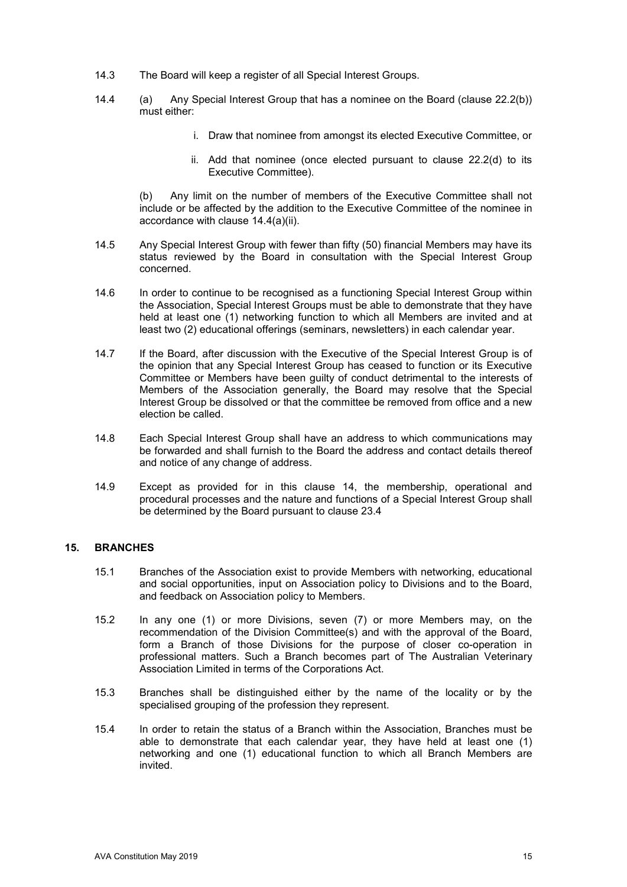14.3 The Board will keep a register of all Special Interest Groups.

14.4 (a) Any Special Interest Group that has a nominee on the Board (clause 22.2(b)) must either:

i. Draw that nominee from amongst its elected Executive Committee, or

ii. Add that nominee (once elected pursuant to clause 22.2(d) to its Executive Committee).

(b) Any limit on the number of members of the Executive Committee shall not include or be affected by the addition to the Executive Committee of the nominee in accordance with clause 14.4(a)(ii).

14.5 Any Special Interest Group with fewer than fifty (50) financial Members may have its status reviewed by the Board in consultation with the Special Interest Group concerned.

14.6 In order to continue to be recognised as a functioning Special Interest Group within the Association, Special Interest Groups must be able to demonstrate that they have held at least one (1) networking function to which all Members are invited and at least two (2) educational offerings (seminars, newsletters) in each calendar year.

14.7 If the Board, after discussion with the Executive of the Special Interest Group is of the opinion that any Special Interest Group has ceased to function or its Executive Committee or Members have been guilty of conduct detrimental to the interests of Members of the Association generally, the Board may resolve that the Special Interest Group be dissolved or that the committee be removed from office and a new election be called.

14.8 Each Special Interest Group shall have an address to which communications may be forwarded and shall furnish to the Board the address and contact details thereof and notice of any change of address.

14.9 Except as provided for in this clause 14, the membership, operational and procedural processes and the nature and functions of a Special Interest Group shall be determined by the Board pursuant to clause 23.4

## 15. BRANCHES

15.1 Branches of the Association exist to provide Members with networking, educational and social opportunities, input on Association policy to Divisions and to the Board, and feedback on Association policy to Members.

15.2 In any one (1) or more Divisions, seven (7) or more Members may, on the recommendation of the Division Committee(s) and with the approval of the Board, form a Branch of those Divisions for the purpose of closer co-operation in professional matters. Such a Branch becomes part of The Australian Veterinary Association Limited in terms of the Corporations Act.

15.3 Branches shall be distinguished either by the name of the locality or by the specialised grouping of the profession they represent.

15.4 In order to retain the status of a Branch within the Association, Branches must be able to demonstrate that each calendar year, they have held at least one (1) networking and one (1) educational function to which all Branch Members are invited.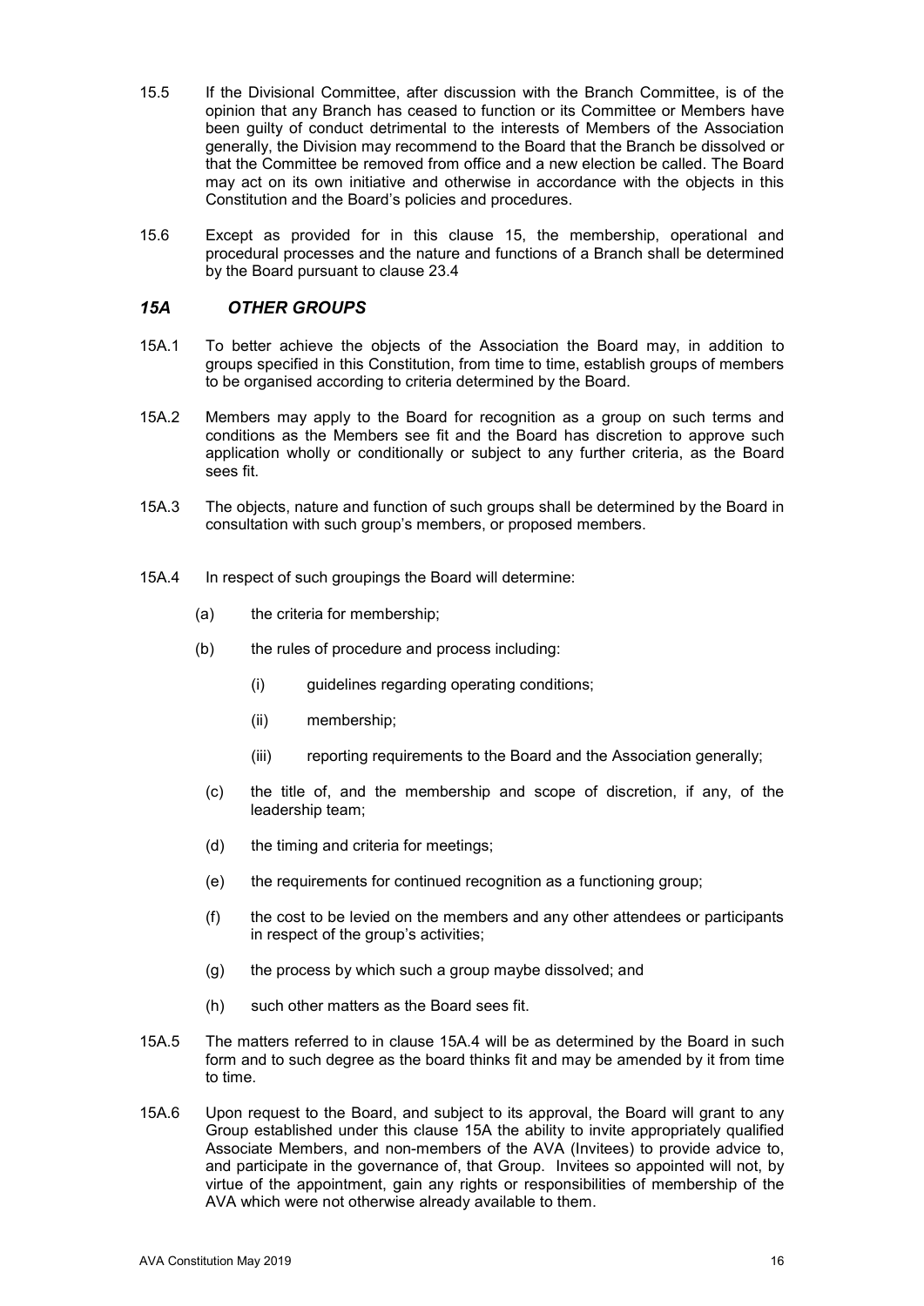15.5 If the Divisional Committee, after discussion with the Branch Committee, is of the opinion that any Branch has ceased to function or its Committee or Members have been guilty of conduct detrimental to the interests of Members of the Association generally, the Division may recommend to the Board that the Branch be dissolved or that the Committee be removed from office and a new election be called. The Board may act on its own initiative and otherwise in accordance with the objects in this Constitution and the Board's policies and procedures.

15.6 Except as provided for in this clause 15, the membership, operational and procedural processes and the nature and functions of a Branch shall be determined by the Board pursuant to clause 23.4

## *15A OTHER GROUPS*

15A.1 To better achieve the objects of the Association the Board may, in addition to groups specified in this Constitution, from time to time, establish groups of members to be organised according to criteria determined by the Board.

15A.2 Members may apply to the Board for recognition as a group on such terms and conditions as the Members see fit and the Board has discretion to approve such application wholly or conditionally or subject to any further criteria, as the Board sees fit.

15A.3 The objects, nature and function of such groups shall be determined by the Board in consultation with such group's members, or proposed members.

15A.4 In respect of such groupings the Board will determine:

- (a) the criteria for membership;
- (b) the rules of procedure and process including:
  - (i) guidelines regarding operating conditions;
  - (ii) membership;
  - (iii) reporting requirements to the Board and the Association generally;
- (c) the title of, and the membership and scope of discretion, if any, of the leadership team;
- (d) the timing and criteria for meetings;
- (e) the requirements for continued recognition as a functioning group;
- (f) the cost to be levied on the members and any other attendees or participants in respect of the group's activities;
- (g) the process by which such a group maybe dissolved; and
- (h) such other matters as the Board sees fit.

15A.5 The matters referred to in clause 15A.4 will be as determined by the Board in such form and to such degree as the board thinks fit and may be amended by it from time to time.

15A.6 Upon request to the Board, and subject to its approval, the Board will grant to any Group established under this clause 15A the ability to invite appropriately qualified Associate Members, and non-members of the AVA (Invitees) to provide advice to, and participate in the governance of, that Group. Invitees so appointed will not, by virtue of the appointment, gain any rights or responsibilities of membership of the AVA which were not otherwise already available to them.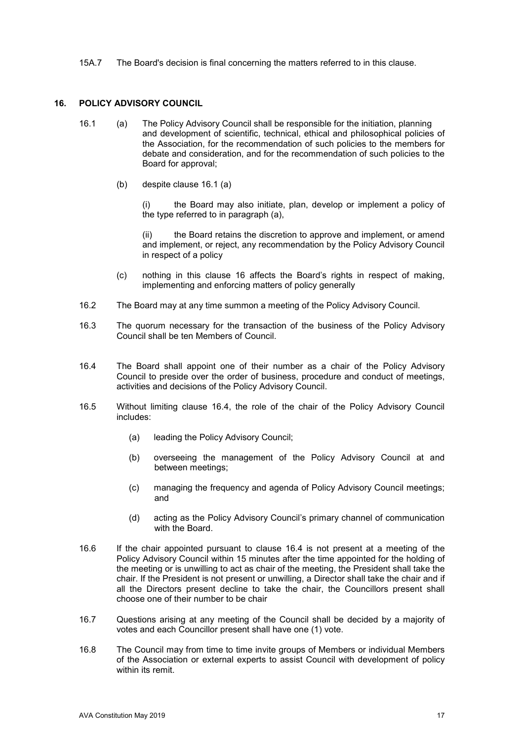15A.7 The Board's decision is final concerning the matters referred to in this clause.

## 16. POLICY ADVISORY COUNCIL

16.1 (a) The Policy Advisory Council shall be responsible for the initiation, planning and development of scientific, technical, ethical and philosophical policies of the Association, for the recommendation of such policies to the members for debate and consideration, and for the recommendation of such policies to the Board for approval;

(b) despite clause 16.1 (a)

(i) the Board may also initiate, plan, develop or implement a policy of the type referred to in paragraph (a),

(ii) the Board retains the discretion to approve and implement, or amend and implement, or reject, any recommendation by the Policy Advisory Council in respect of a policy

(c) nothing in this clause 16 affects the Board's rights in respect of making, implementing and enforcing matters of policy generally

16.2 The Board may at any time summon a meeting of the Policy Advisory Council.

16.3 The quorum necessary for the transaction of the business of the Policy Advisory Council shall be ten Members of Council.

16.4 The Board shall appoint one of their number as a chair of the Policy Advisory Council to preside over the order of business, procedure and conduct of meetings, activities and decisions of the Policy Advisory Council.

16.5 Without limiting clause 16.4, the role of the chair of the Policy Advisory Council includes:

(a) leading the Policy Advisory Council;

(b) overseeing the management of the Policy Advisory Council at and between meetings;

(c) managing the frequency and agenda of Policy Advisory Council meetings; and

(d) acting as the Policy Advisory Council's primary channel of communication with the Board.

16.6 If the chair appointed pursuant to clause 16.4 is not present at a meeting of the Policy Advisory Council within 15 minutes after the time appointed for the holding of the meeting or is unwilling to act as chair of the meeting, the President shall take the chair. If the President is not present or unwilling, a Director shall take the chair and if all the Directors present decline to take the chair, the Councillors present shall choose one of their number to be chair

16.7 Questions arising at any meeting of the Council shall be decided by a majority of votes and each Councillor present shall have one (1) vote.

16.8 The Council may from time to time invite groups of Members or individual Members of the Association or external experts to assist Council with development of policy within its remit.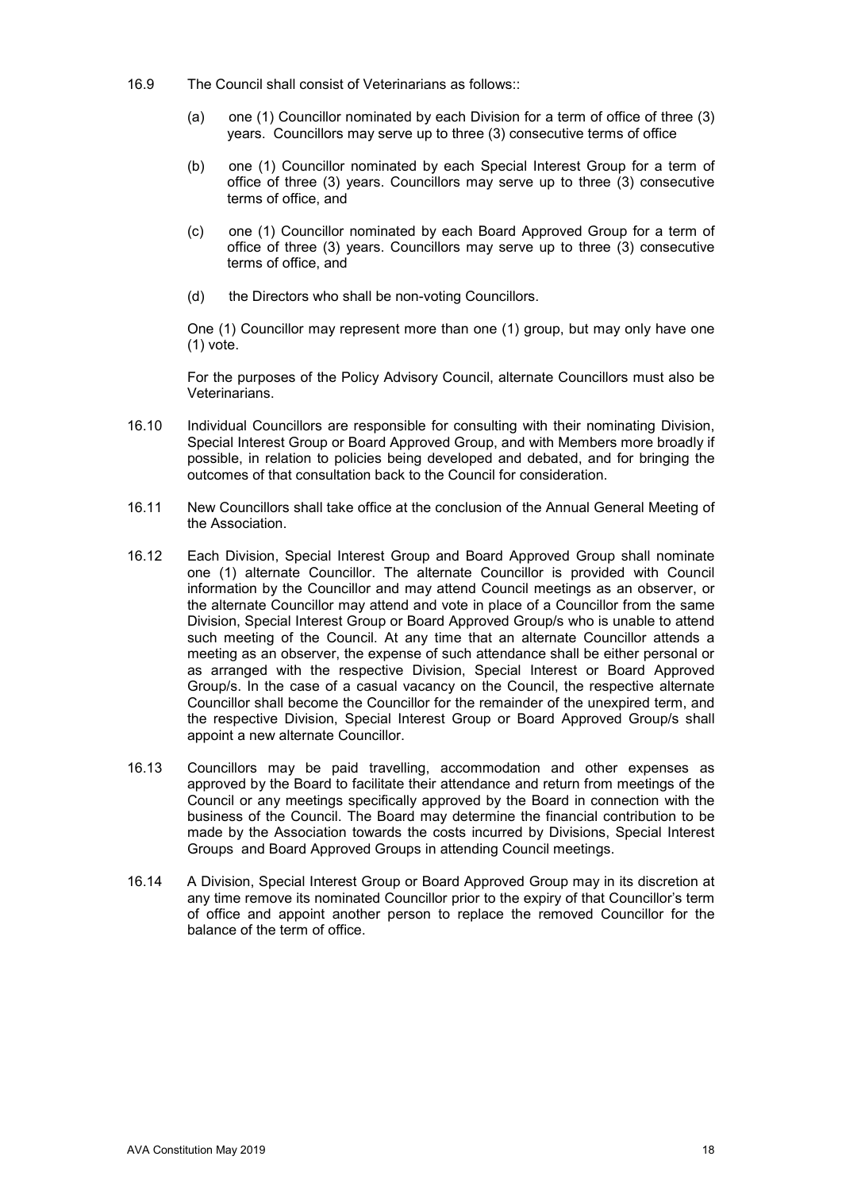16.9 The Council shall consist of Veterinarians as follows::

(a) one (1) Councillor nominated by each Division for a term of office of three (3) years. Councillors may serve up to three (3) consecutive terms of office

(b) one (1) Councillor nominated by each Special Interest Group for a term of office of three (3) years. Councillors may serve up to three (3) consecutive terms of office, and

(c) one (1) Councillor nominated by each Board Approved Group for a term of office of three (3) years. Councillors may serve up to three (3) consecutive terms of office, and

(d) the Directors who shall be non-voting Councillors.

One (1) Councillor may represent more than one (1) group, but may only have one (1) vote.

For the purposes of the Policy Advisory Council, alternate Councillors must also be Veterinarians.

16.10 Individual Councillors are responsible for consulting with their nominating Division, Special Interest Group or Board Approved Group, and with Members more broadly if possible, in relation to policies being developed and debated, and for bringing the outcomes of that consultation back to the Council for consideration.

16.11 New Councillors shall take office at the conclusion of the Annual General Meeting of the Association.

16.12 Each Division, Special Interest Group and Board Approved Group shall nominate one (1) alternate Councillor. The alternate Councillor is provided with Council information by the Councillor and may attend Council meetings as an observer, or the alternate Councillor may attend and vote in place of a Councillor from the same Division, Special Interest Group or Board Approved Group/s who is unable to attend such meeting of the Council. At any time that an alternate Councillor attends a meeting as an observer, the expense of such attendance shall be either personal or as arranged with the respective Division, Special Interest or Board Approved Group/s. In the case of a casual vacancy on the Council, the respective alternate Councillor shall become the Councillor for the remainder of the unexpired term, and the respective Division, Special Interest Group or Board Approved Group/s shall appoint a new alternate Councillor.

16.13 Councillors may be paid travelling, accommodation and other expenses as approved by the Board to facilitate their attendance and return from meetings of the Council or any meetings specifically approved by the Board in connection with the business of the Council. The Board may determine the financial contribution to be made by the Association towards the costs incurred by Divisions, Special Interest Groups and Board Approved Groups in attending Council meetings.

16.14 A Division, Special Interest Group or Board Approved Group may in its discretion at any time remove its nominated Councillor prior to the expiry of that Councillor's term of office and appoint another person to replace the removed Councillor for the balance of the term of office.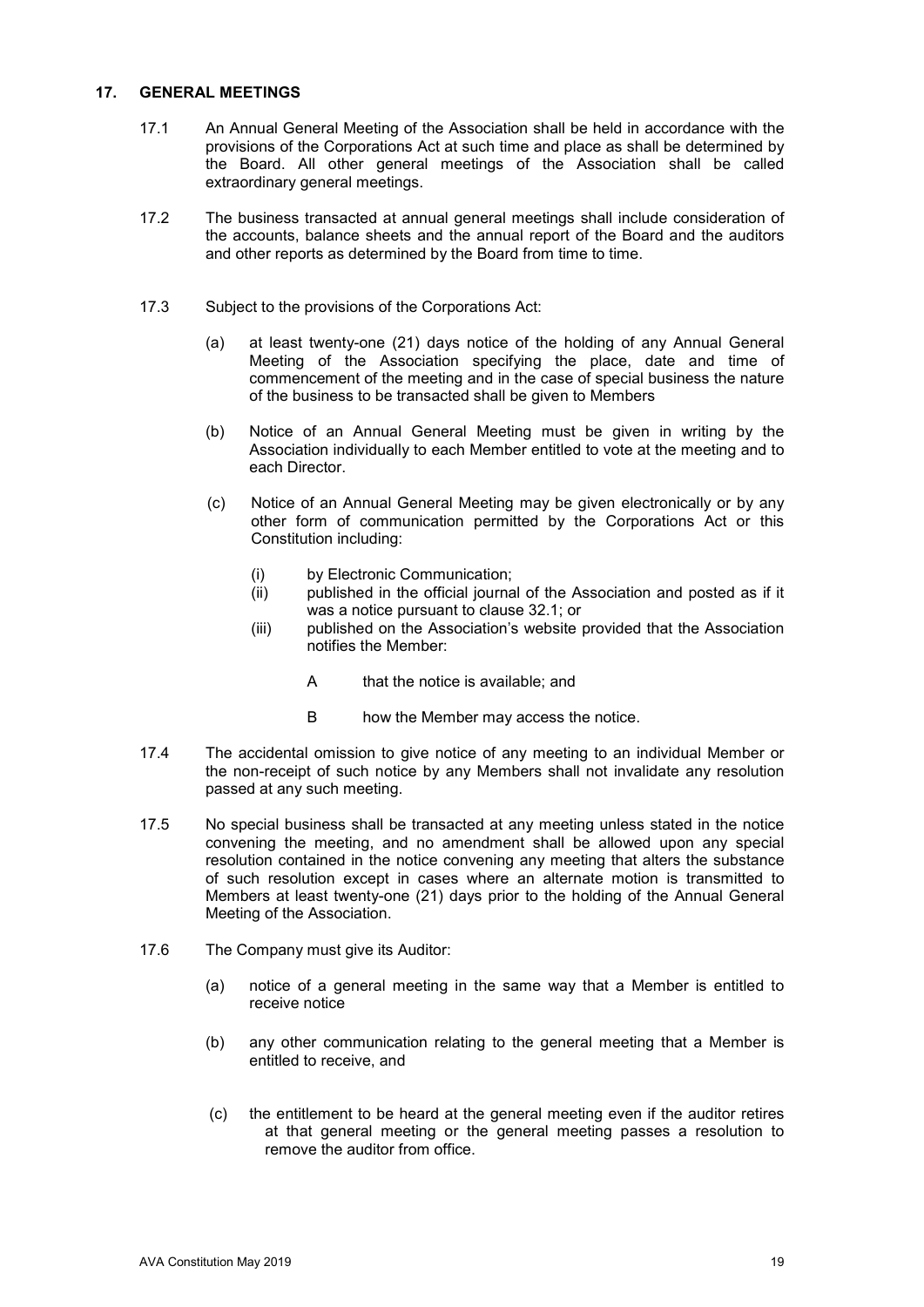## 17. GENERAL MEETINGS

17.1 An Annual General Meeting of the Association shall be held in accordance with the provisions of the Corporations Act at such time and place as shall be determined by the Board. All other general meetings of the Association shall be called extraordinary general meetings.

17.2 The business transacted at annual general meetings shall include consideration of the accounts, balance sheets and the annual report of the Board and the auditors and other reports as determined by the Board from time to time.

17.3 Subject to the provisions of the Corporations Act:

(a) at least twenty-one (21) days notice of the holding of any Annual General Meeting of the Association specifying the place, date and time of commencement of the meeting and in the case of special business the nature of the business to be transacted shall be given to Members

(b) Notice of an Annual General Meeting must be given in writing by the Association individually to each Member entitled to vote at the meeting and to each Director.

(c) Notice of an Annual General Meeting may be given electronically or by any other form of communication permitted by the Corporations Act or this Constitution including:

(i) by Electronic Communication;
(ii) published in the official journal of the Association and posted as if it was a notice pursuant to clause 32.1; or
(iii) published on the Association's website provided that the Association notifies the Member:

A that the notice is available; and

B how the Member may access the notice.

17.4 The accidental omission to give notice of any meeting to an individual Member or the non-receipt of such notice by any Members shall not invalidate any resolution passed at any such meeting.

17.5 No special business shall be transacted at any meeting unless stated in the notice convening the meeting, and no amendment shall be allowed upon any special resolution contained in the notice convening any meeting that alters the substance of such resolution except in cases where an alternate motion is transmitted to Members at least twenty-one (21) days prior to the holding of the Annual General Meeting of the Association.

17.6 The Company must give its Auditor:

(a) notice of a general meeting in the same way that a Member is entitled to receive notice

(b) any other communication relating to the general meeting that a Member is entitled to receive, and

(c) the entitlement to be heard at the general meeting even if the auditor retires at that general meeting or the general meeting passes a resolution to remove the auditor from office.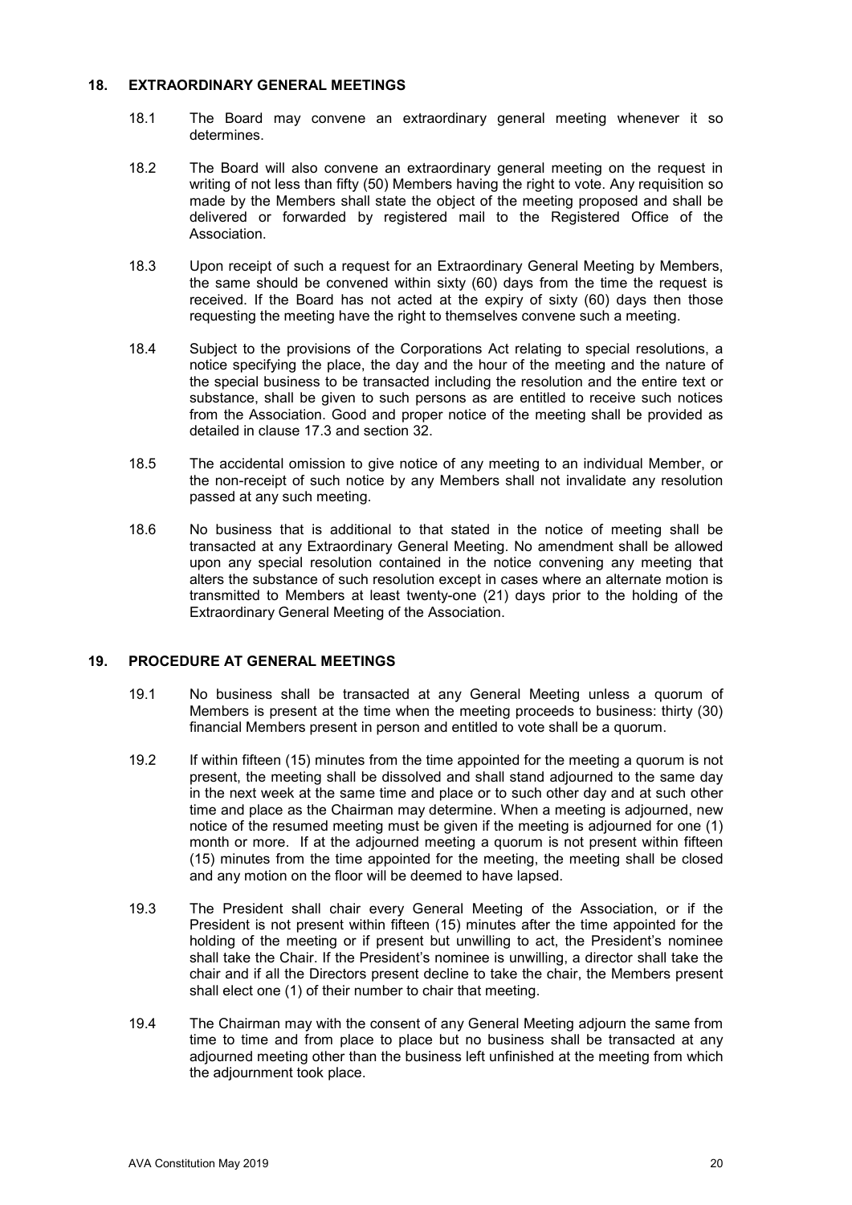## 18. EXTRAORDINARY GENERAL MEETINGS

18.1 The Board may convene an extraordinary general meeting whenever it so determines.

18.2 The Board will also convene an extraordinary general meeting on the request in writing of not less than fifty (50) Members having the right to vote. Any requisition so made by the Members shall state the object of the meeting proposed and shall be delivered or forwarded by registered mail to the Registered Office of the Association.

18.3 Upon receipt of such a request for an Extraordinary General Meeting by Members, the same should be convened within sixty (60) days from the time the request is received. If the Board has not acted at the expiry of sixty (60) days then those requesting the meeting have the right to themselves convene such a meeting.

18.4 Subject to the provisions of the Corporations Act relating to special resolutions, a notice specifying the place, the day and the hour of the meeting and the nature of the special business to be transacted including the resolution and the entire text or substance, shall be given to such persons as are entitled to receive such notices from the Association. Good and proper notice of the meeting shall be provided as detailed in clause 17.3 and section 32.

18.5 The accidental omission to give notice of any meeting to an individual Member, or the non-receipt of such notice by any Members shall not invalidate any resolution passed at any such meeting.

18.6 No business that is additional to that stated in the notice of meeting shall be transacted at any Extraordinary General Meeting. No amendment shall be allowed upon any special resolution contained in the notice convening any meeting that alters the substance of such resolution except in cases where an alternate motion is transmitted to Members at least twenty-one (21) days prior to the holding of the Extraordinary General Meeting of the Association.

## 19. PROCEDURE AT GENERAL MEETINGS

19.1 No business shall be transacted at any General Meeting unless a quorum of Members is present at the time when the meeting proceeds to business: thirty (30) financial Members present in person and entitled to vote shall be a quorum.

19.2 If within fifteen (15) minutes from the time appointed for the meeting a quorum is not present, the meeting shall be dissolved and shall stand adjourned to the same day in the next week at the same time and place or to such other day and at such other time and place as the Chairman may determine. When a meeting is adjourned, new notice of the resumed meeting must be given if the meeting is adjourned for one (1) month or more. If at the adjourned meeting a quorum is not present within fifteen (15) minutes from the time appointed for the meeting, the meeting shall be closed and any motion on the floor will be deemed to have lapsed.

19.3 The President shall chair every General Meeting of the Association, or if the President is not present within fifteen (15) minutes after the time appointed for the holding of the meeting or if present but unwilling to act, the President's nominee shall take the Chair. If the President's nominee is unwilling, a director shall take the chair and if all the Directors present decline to take the chair, the Members present shall elect one (1) of their number to chair that meeting.

19.4 The Chairman may with the consent of any General Meeting adjourn the same from time to time and from place to place but no business shall be transacted at any adjourned meeting other than the business left unfinished at the meeting from which the adjournment took place.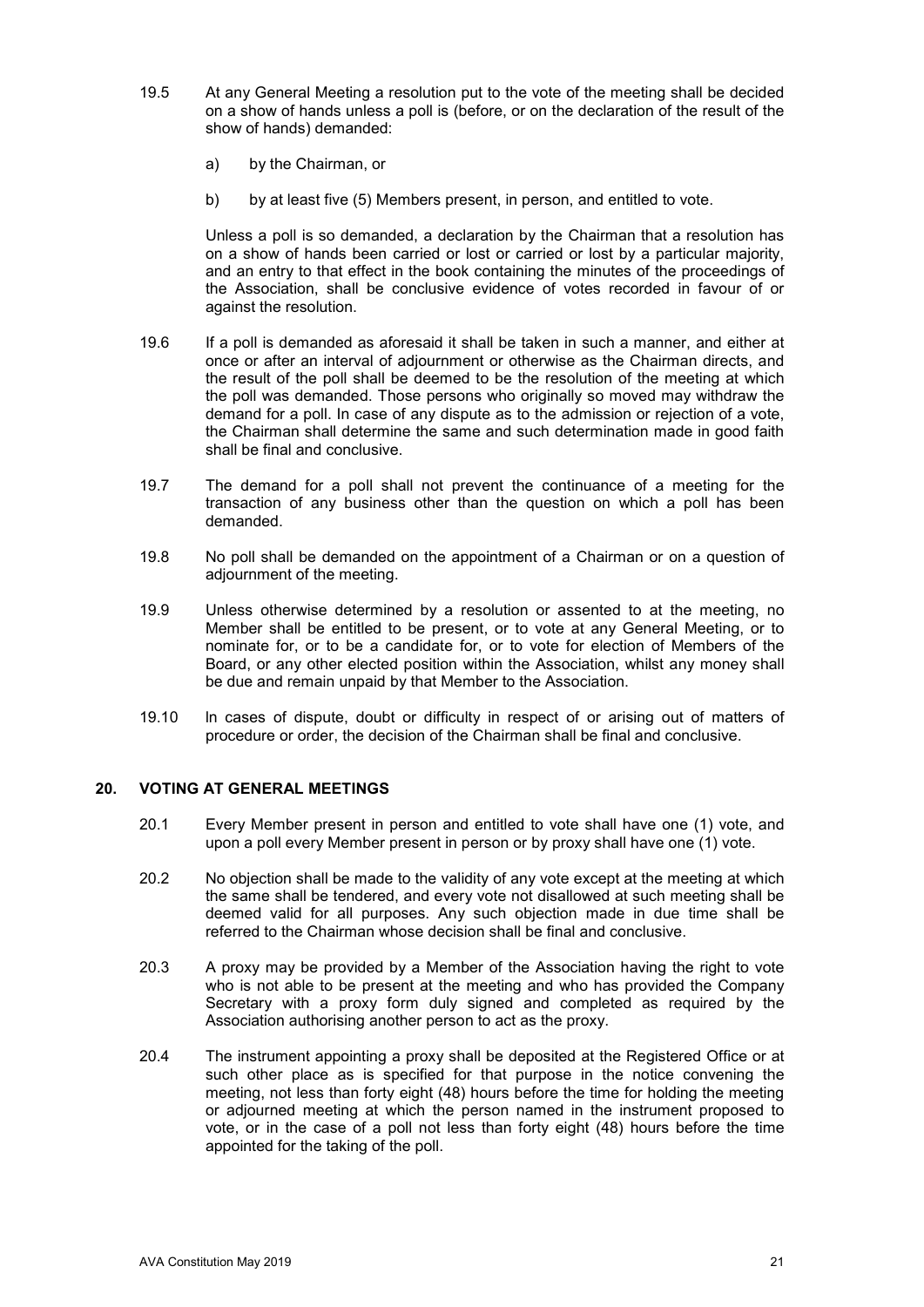19.5 At any General Meeting a resolution put to the vote of the meeting shall be decided on a show of hands unless a poll is (before, or on the declaration of the result of the show of hands) demanded:

   a) by the Chairman, or

   b) by at least five (5) Members present, in person, and entitled to vote.

   Unless a poll is so demanded, a declaration by the Chairman that a resolution has on a show of hands been carried or lost or carried or lost by a particular majority, and an entry to that effect in the book containing the minutes of the proceedings of the Association, shall be conclusive evidence of votes recorded in favour of or against the resolution.

19.6 If a poll is demanded as aforesaid it shall be taken in such a manner, and either at once or after an interval of adjournment or otherwise as the Chairman directs, and the result of the poll shall be deemed to be the resolution of the meeting at which the poll was demanded. Those persons who originally so moved may withdraw the demand for a poll. In case of any dispute as to the admission or rejection of a vote, the Chairman shall determine the same and such determination made in good faith shall be final and conclusive.

19.7 The demand for a poll shall not prevent the continuance of a meeting for the transaction of any business other than the question on which a poll has been demanded.

19.8 No poll shall be demanded on the appointment of a Chairman or on a question of adjournment of the meeting.

19.9 Unless otherwise determined by a resolution or assented to at the meeting, no Member shall be entitled to be present, or to vote at any General Meeting, or to nominate for, or to be a candidate for, or to vote for election of Members of the Board, or any other elected position within the Association, whilst any money shall be due and remain unpaid by that Member to the Association.

19.10 In cases of dispute, doubt or difficulty in respect of or arising out of matters of procedure or order, the decision of the Chairman shall be final and conclusive.

## 20. VOTING AT GENERAL MEETINGS

20.1 Every Member present in person and entitled to vote shall have one (1) vote, and upon a poll every Member present in person or by proxy shall have one (1) vote.

20.2 No objection shall be made to the validity of any vote except at the meeting at which the same shall be tendered, and every vote not disallowed at such meeting shall be deemed valid for all purposes. Any such objection made in due time shall be referred to the Chairman whose decision shall be final and conclusive.

20.3 A proxy may be provided by a Member of the Association having the right to vote who is not able to be present at the meeting and who has provided the Company Secretary with a proxy form duly signed and completed as required by the Association authorising another person to act as the proxy.

20.4 The instrument appointing a proxy shall be deposited at the Registered Office or at such other place as is specified for that purpose in the notice convening the meeting, not less than forty eight (48) hours before the time for holding the meeting or adjourned meeting at which the person named in the instrument proposed to vote, or in the case of a poll not less than forty eight (48) hours before the time appointed for the taking of the poll.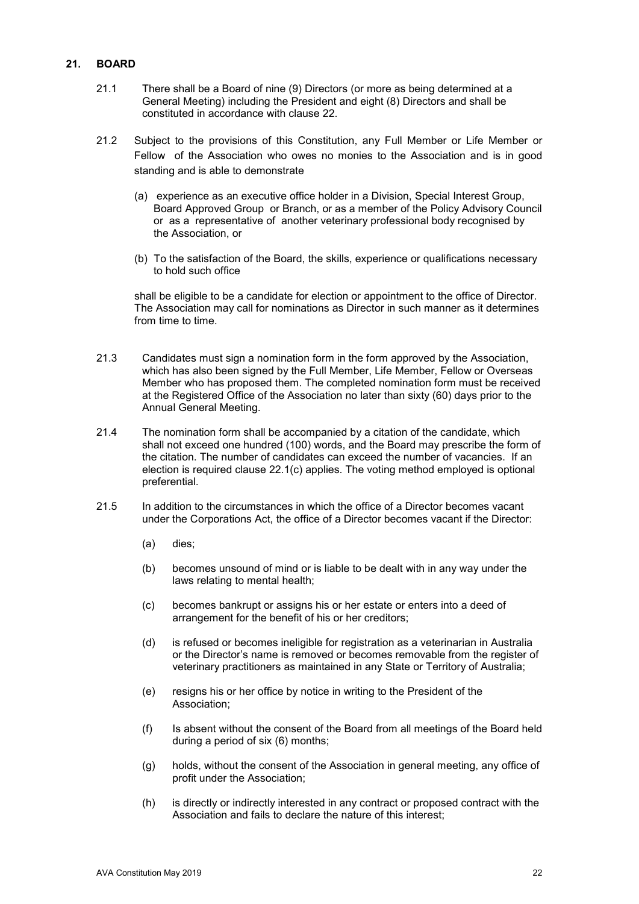## 21. BOARD

21.1 There shall be a Board of nine (9) Directors (or more as being determined at a General Meeting) including the President and eight (8) Directors and shall be constituted in accordance with clause 22.

21.2 Subject to the provisions of this Constitution, any Full Member or Life Member or Fellow of the Association who owes no monies to the Association and is in good standing and is able to demonstrate

(a) experience as an executive office holder in a Division, Special Interest Group, Board Approved Group or Branch, or as a member of the Policy Advisory Council or as a representative of another veterinary professional body recognised by the Association, or

(b) To the satisfaction of the Board, the skills, experience or qualifications necessary to hold such office

shall be eligible to be a candidate for election or appointment to the office of Director. The Association may call for nominations as Director in such manner as it determines from time to time.

21.3 Candidates must sign a nomination form in the form approved by the Association, which has also been signed by the Full Member, Life Member, Fellow or Overseas Member who has proposed them. The completed nomination form must be received at the Registered Office of the Association no later than sixty (60) days prior to the Annual General Meeting.

21.4 The nomination form shall be accompanied by a citation of the candidate, which shall not exceed one hundred (100) words, and the Board may prescribe the form of the citation. The number of candidates can exceed the number of vacancies. If an election is required clause 22.1(c) applies. The voting method employed is optional preferential.

21.5 In addition to the circumstances in which the office of a Director becomes vacant under the Corporations Act, the office of a Director becomes vacant if the Director:

(a) dies;

(b) becomes unsound of mind or is liable to be dealt with in any way under the laws relating to mental health;

(c) becomes bankrupt or assigns his or her estate or enters into a deed of arrangement for the benefit of his or her creditors;

(d) is refused or becomes ineligible for registration as a veterinarian in Australia or the Director's name is removed or becomes removable from the register of veterinary practitioners as maintained in any State or Territory of Australia;

(e) resigns his or her office by notice in writing to the President of the Association;

(f) Is absent without the consent of the Board from all meetings of the Board held during a period of six (6) months;

(g) holds, without the consent of the Association in general meeting, any office of profit under the Association;

(h) is directly or indirectly interested in any contract or proposed contract with the Association and fails to declare the nature of this interest;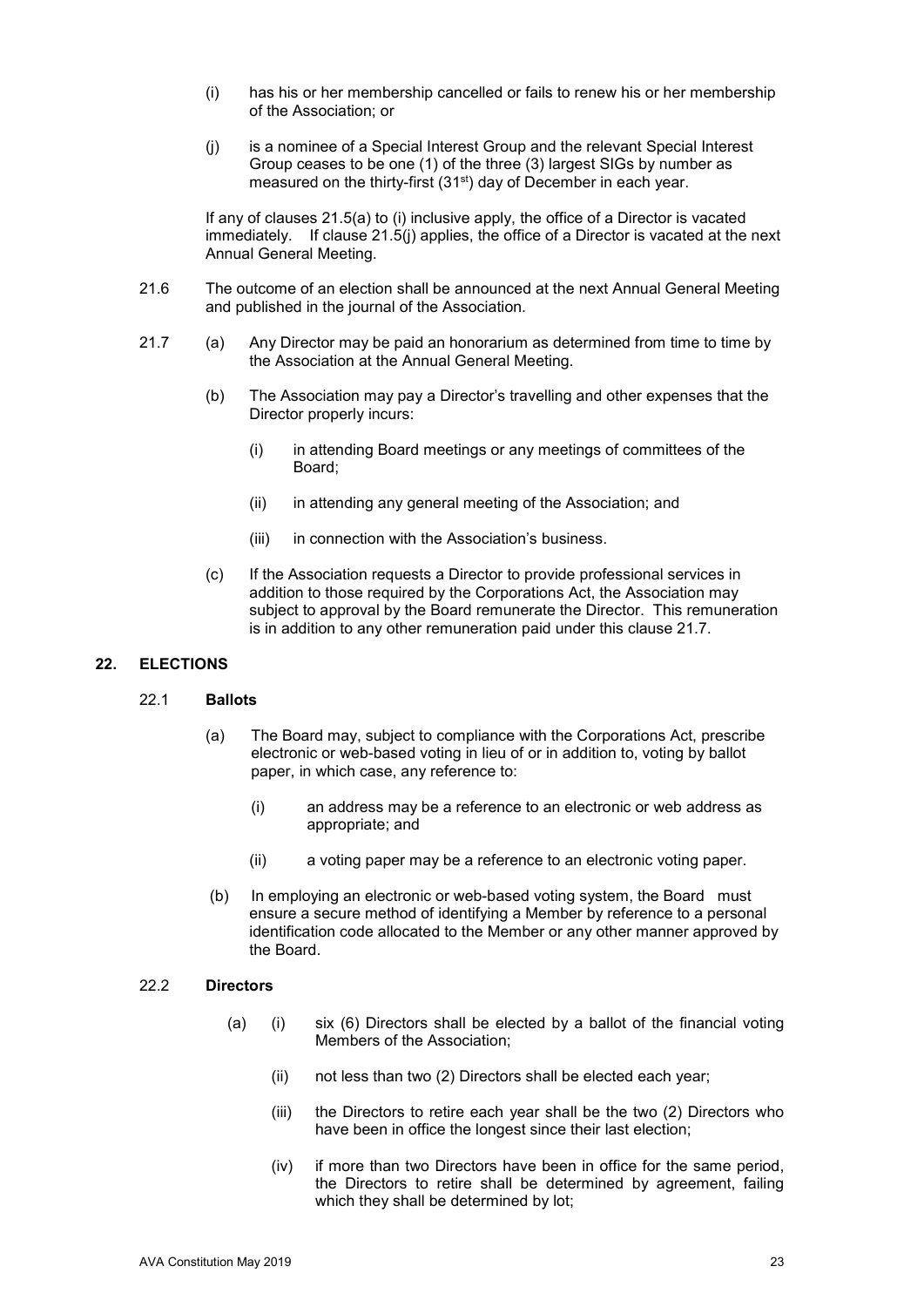(i) has his or her membership cancelled or fails to renew his or her membership of the Association; or

(j) is a nominee of a Special Interest Group and the relevant Special Interest Group ceases to be one (1) of the three (3) largest SIGs by number as measured on the thirty-first (31st) day of December in each year.

If any of clauses 21.5(a) to (i) inclusive apply, the office of a Director is vacated immediately. If clause 21.5(j) applies, the office of a Director is vacated at the next Annual General Meeting.

21.6 The outcome of an election shall be announced at the next Annual General Meeting and published in the journal of the Association.

21.7 (a) Any Director may be paid an honorarium as determined from time to time by the Association at the Annual General Meeting.

(b) The Association may pay a Director's travelling and other expenses that the Director properly incurs:

(i) in attending Board meetings or any meetings of committees of the Board;

(ii) in attending any general meeting of the Association; and

(iii) in connection with the Association's business.

(c) If the Association requests a Director to provide professional services in addition to those required by the Corporations Act, the Association may subject to approval by the Board remunerate the Director. This remuneration is in addition to any other remuneration paid under this clause 21.7.

## 22. ELECTIONS

### 22.1 Ballots

(a) The Board may, subject to compliance with the Corporations Act, prescribe electronic or web-based voting in lieu of or in addition to, voting by ballot paper, in which case, any reference to:

(i) an address may be a reference to an electronic or web address as appropriate; and

(ii) a voting paper may be a reference to an electronic voting paper.

(b) In employing an electronic or web-based voting system, the Board must ensure a secure method of identifying a Member by reference to a personal identification code allocated to the Member or any other manner approved by the Board.

### 22.2 Directors

(a) (i) six (6) Directors shall be elected by a ballot of the financial voting Members of the Association;

(ii) not less than two (2) Directors shall be elected each year;

(iii) the Directors to retire each year shall be the two (2) Directors who have been in office the longest since their last election;

(iv) if more than two Directors have been in office for the same period, the Directors to retire shall be determined by agreement, failing which they shall be determined by lot;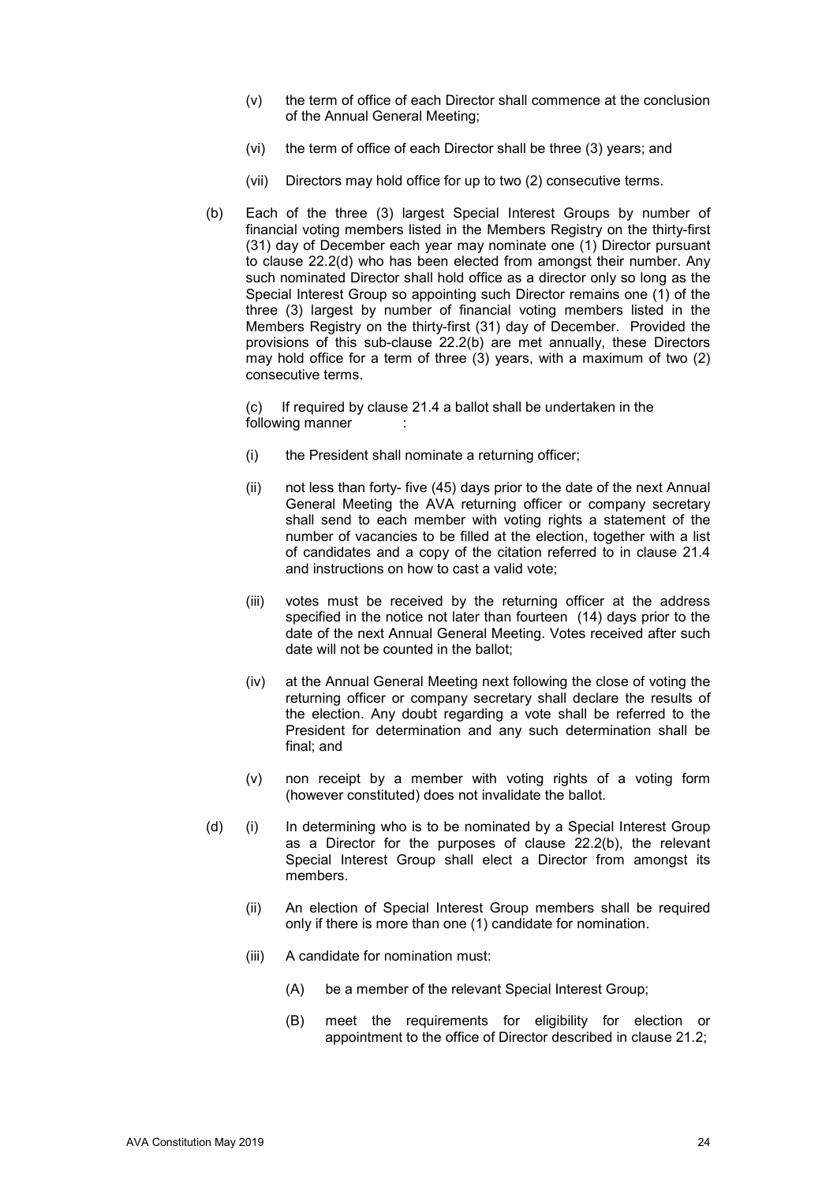(v) the term of office of each Director shall commence at the conclusion of the Annual General Meeting;

(vi) the term of office of each Director shall be three (3) years; and

(vii) Directors may hold office for up to two (2) consecutive terms.

(b) Each of the three (3) largest Special Interest Groups by number of financial voting members listed in the Members Registry on the thirty-first (31) day of December each year may nominate one (1) Director pursuant to clause 22.2(d) who has been elected from amongst their number. Any such nominated Director shall hold office as a director only so long as the Special Interest Group so appointing such Director remains one (1) of the three (3) largest by number of financial voting members listed in the Members Registry on the thirty-first (31) day of December. Provided the provisions of this sub-clause 22.2(b) are met annually, these Directors may hold office for a term of three (3) years, with a maximum of two (2) consecutive terms.

(c) If required by clause 21.4 a ballot shall be undertaken in the following manner :

(i) the President shall nominate a returning officer;

(ii) not less than forty- five (45) days prior to the date of the next Annual General Meeting the AVA returning officer or company secretary shall send to each member with voting rights a statement of the number of vacancies to be filled at the election, together with a list of candidates and a copy of the citation referred to in clause 21.4 and instructions on how to cast a valid vote;

(iii) votes must be received by the returning officer at the address specified in the notice not later than fourteen (14) days prior to the date of the next Annual General Meeting. Votes received after such date will not be counted in the ballot;

(iv) at the Annual General Meeting next following the close of voting the returning officer or company secretary shall declare the results of the election. Any doubt regarding a vote shall be referred to the President for determination and any such determination shall be final; and

(v) non receipt by a member with voting rights of a voting form (however constituted) does not invalidate the ballot.

(d) (i) In determining who is to be nominated by a Special Interest Group as a Director for the purposes of clause 22.2(b), the relevant Special Interest Group shall elect a Director from amongst its members.

(ii) An election of Special Interest Group members shall be required only if there is more than one (1) candidate for nomination.

(iii) A candidate for nomination must:

(A) be a member of the relevant Special Interest Group;

(B) meet the requirements for eligibility for election or appointment to the office of Director described in clause 21.2;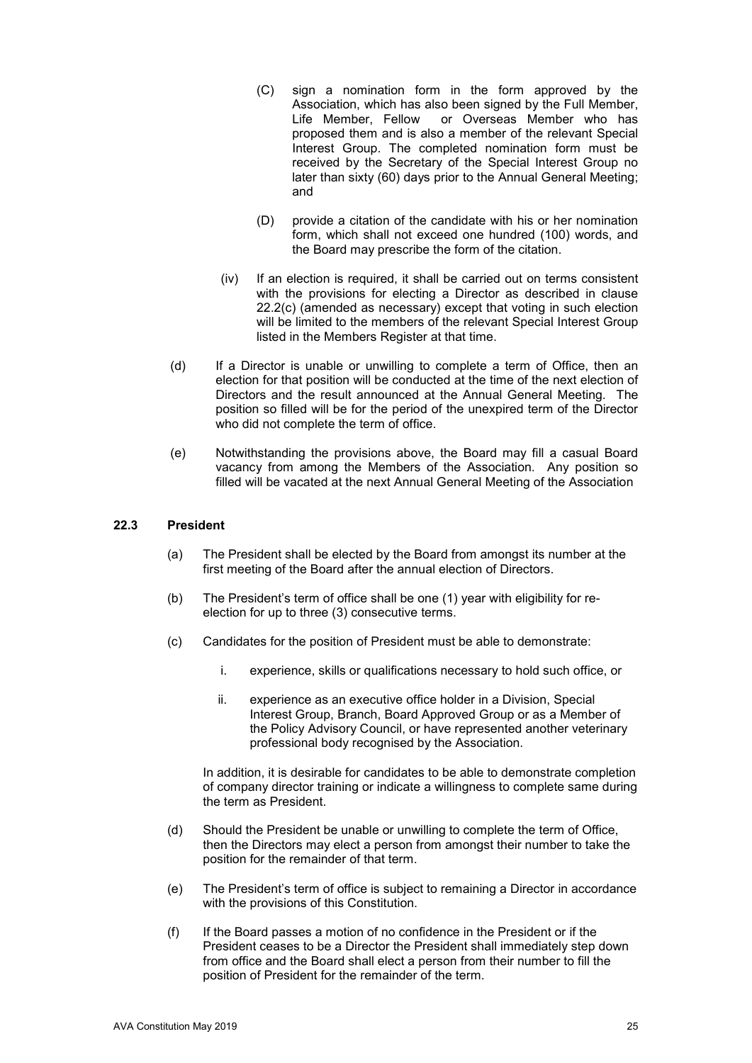(C) sign a nomination form in the form approved by the Association, which has also been signed by the Full Member, Life Member, Fellow or Overseas Member who has proposed them and is also a member of the relevant Special Interest Group. The completed nomination form must be received by the Secretary of the Special Interest Group no later than sixty (60) days prior to the Annual General Meeting; and

(D) provide a citation of the candidate with his or her nomination form, which shall not exceed one hundred (100) words, and the Board may prescribe the form of the citation.

(iv) If an election is required, it shall be carried out on terms consistent with the provisions for electing a Director as described in clause 22.2(c) (amended as necessary) except that voting in such election will be limited to the members of the relevant Special Interest Group listed in the Members Register at that time.

(d) If a Director is unable or unwilling to complete a term of Office, then an election for that position will be conducted at the time of the next election of Directors and the result announced at the Annual General Meeting. The position so filled will be for the period of the unexpired term of the Director who did not complete the term of office.

(e) Notwithstanding the provisions above, the Board may fill a casual Board vacancy from among the Members of the Association. Any position so filled will be vacated at the next Annual General Meeting of the Association

### 22.3 President

(a) The President shall be elected by the Board from amongst its number at the first meeting of the Board after the annual election of Directors.

(b) The President's term of office shall be one (1) year with eligibility for re-election for up to three (3) consecutive terms.

(c) Candidates for the position of President must be able to demonstrate:

i. experience, skills or qualifications necessary to hold such office, or

ii. experience as an executive office holder in a Division, Special Interest Group, Branch, Board Approved Group or as a Member of the Policy Advisory Council, or have represented another veterinary professional body recognised by the Association.

In addition, it is desirable for candidates to be able to demonstrate completion of company director training or indicate a willingness to complete same during the term as President.

(d) Should the President be unable or unwilling to complete the term of Office, then the Directors may elect a person from amongst their number to take the position for the remainder of that term.

(e) The President's term of office is subject to remaining a Director in accordance with the provisions of this Constitution.

(f) If the Board passes a motion of no confidence in the President or if the President ceases to be a Director the President shall immediately step down from office and the Board shall elect a person from their number to fill the position of President for the remainder of the term.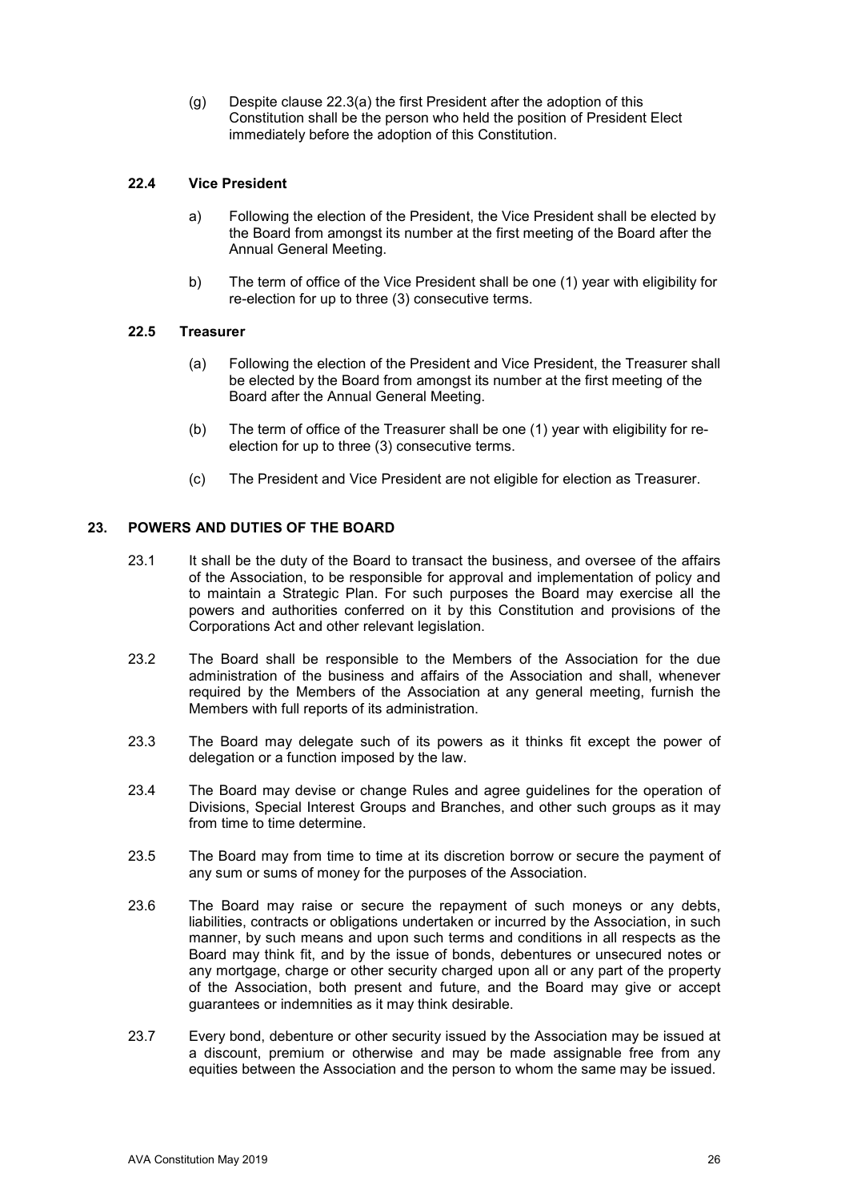(g) Despite clause 22.3(a) the first President after the adoption of this Constitution shall be the person who held the position of President Elect immediately before the adoption of this Constitution.

### 22.4 Vice President

a) Following the election of the President, the Vice President shall be elected by the Board from amongst its number at the first meeting of the Board after the Annual General Meeting.

b) The term of office of the Vice President shall be one (1) year with eligibility for re-election for up to three (3) consecutive terms.

### 22.5 Treasurer

(a) Following the election of the President and Vice President, the Treasurer shall be elected by the Board from amongst its number at the first meeting of the Board after the Annual General Meeting.

(b) The term of office of the Treasurer shall be one (1) year with eligibility for re-election for up to three (3) consecutive terms.

(c) The President and Vice President are not eligible for election as Treasurer.

## 23. POWERS AND DUTIES OF THE BOARD

23.1 It shall be the duty of the Board to transact the business, and oversee of the affairs of the Association, to be responsible for approval and implementation of policy and to maintain a Strategic Plan. For such purposes the Board may exercise all the powers and authorities conferred on it by this Constitution and provisions of the Corporations Act and other relevant legislation.

23.2 The Board shall be responsible to the Members of the Association for the due administration of the business and affairs of the Association and shall, whenever required by the Members of the Association at any general meeting, furnish the Members with full reports of its administration.

23.3 The Board may delegate such of its powers as it thinks fit except the power of delegation or a function imposed by the law.

23.4 The Board may devise or change Rules and agree guidelines for the operation of Divisions, Special Interest Groups and Branches, and other such groups as it may from time to time determine.

23.5 The Board may from time to time at its discretion borrow or secure the payment of any sum or sums of money for the purposes of the Association.

23.6 The Board may raise or secure the repayment of such moneys or any debts, liabilities, contracts or obligations undertaken or incurred by the Association, in such manner, by such means and upon such terms and conditions in all respects as the Board may think fit, and by the issue of bonds, debentures or unsecured notes or any mortgage, charge or other security charged upon all or any part of the property of the Association, both present and future, and the Board may give or accept guarantees or indemnities as it may think desirable.

23.7 Every bond, debenture or other security issued by the Association may be issued at a discount, premium or otherwise and may be made assignable free from any equities between the Association and the person to whom the same may be issued.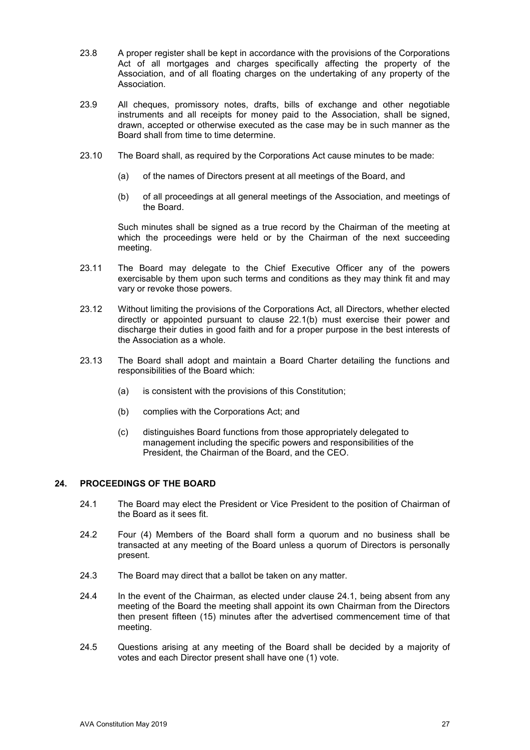23.8 A proper register shall be kept in accordance with the provisions of the Corporations Act of all mortgages and charges specifically affecting the property of the Association, and of all floating charges on the undertaking of any property of the Association.

23.9 All cheques, promissory notes, drafts, bills of exchange and other negotiable instruments and all receipts for money paid to the Association, shall be signed, drawn, accepted or otherwise executed as the case may be in such manner as the Board shall from time to time determine.

23.10 The Board shall, as required by the Corporations Act cause minutes to be made:

(a) of the names of Directors present at all meetings of the Board, and

(b) of all proceedings at all general meetings of the Association, and meetings of the Board.

Such minutes shall be signed as a true record by the Chairman of the meeting at which the proceedings were held or by the Chairman of the next succeeding meeting.

23.11 The Board may delegate to the Chief Executive Officer any of the powers exercisable by them upon such terms and conditions as they may think fit and may vary or revoke those powers.

23.12 Without limiting the provisions of the Corporations Act, all Directors, whether elected directly or appointed pursuant to clause 22.1(b) must exercise their power and discharge their duties in good faith and for a proper purpose in the best interests of the Association as a whole.

23.13 The Board shall adopt and maintain a Board Charter detailing the functions and responsibilities of the Board which:

(a) is consistent with the provisions of this Constitution;

(b) complies with the Corporations Act; and

(c) distinguishes Board functions from those appropriately delegated to management including the specific powers and responsibilities of the President, the Chairman of the Board, and the CEO.

## 24. PROCEEDINGS OF THE BOARD

24.1 The Board may elect the President or Vice President to the position of Chairman of the Board as it sees fit.

24.2 Four (4) Members of the Board shall form a quorum and no business shall be transacted at any meeting of the Board unless a quorum of Directors is personally present.

24.3 The Board may direct that a ballot be taken on any matter.

24.4 In the event of the Chairman, as elected under clause 24.1, being absent from any meeting of the Board the meeting shall appoint its own Chairman from the Directors then present fifteen (15) minutes after the advertised commencement time of that meeting.

24.5 Questions arising at any meeting of the Board shall be decided by a majority of votes and each Director present shall have one (1) vote.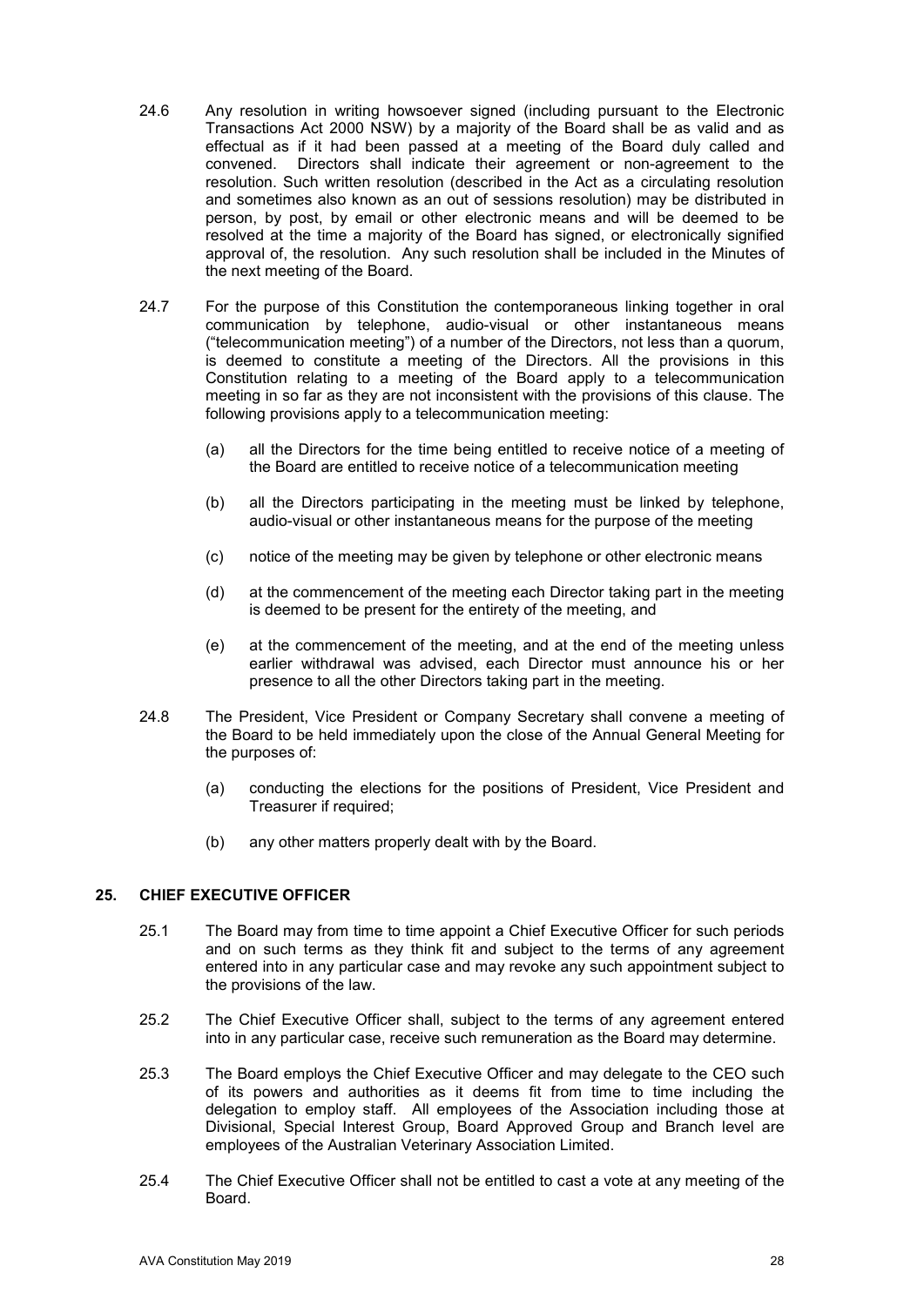24.6 Any resolution in writing howsoever signed (including pursuant to the Electronic Transactions Act 2000 NSW) by a majority of the Board shall be as valid and as effectual as if it had been passed at a meeting of the Board duly called and convened. Directors shall indicate their agreement or non-agreement to the resolution. Such written resolution (described in the Act as a circulating resolution and sometimes also known as an out of sessions resolution) may be distributed in person, by post, by email or other electronic means and will be deemed to be resolved at the time a majority of the Board has signed, or electronically signified approval of, the resolution. Any such resolution shall be included in the Minutes of the next meeting of the Board.

24.7 For the purpose of this Constitution the contemporaneous linking together in oral communication by telephone, audio-visual or other instantaneous means ("telecommunication meeting") of a number of the Directors, not less than a quorum, is deemed to constitute a meeting of the Directors. All the provisions in this Constitution relating to a meeting of the Board apply to a telecommunication meeting in so far as they are not inconsistent with the provisions of this clause. The following provisions apply to a telecommunication meeting:

(a) all the Directors for the time being entitled to receive notice of a meeting of the Board are entitled to receive notice of a telecommunication meeting

(b) all the Directors participating in the meeting must be linked by telephone, audio-visual or other instantaneous means for the purpose of the meeting

(c) notice of the meeting may be given by telephone or other electronic means

(d) at the commencement of the meeting each Director taking part in the meeting is deemed to be present for the entirety of the meeting, and

(e) at the commencement of the meeting, and at the end of the meeting unless earlier withdrawal was advised, each Director must announce his or her presence to all the other Directors taking part in the meeting.

24.8 The President, Vice President or Company Secretary shall convene a meeting of the Board to be held immediately upon the close of the Annual General Meeting for the purposes of:

(a) conducting the elections for the positions of President, Vice President and Treasurer if required;

(b) any other matters properly dealt with by the Board.

## 25. CHIEF EXECUTIVE OFFICER

25.1 The Board may from time to time appoint a Chief Executive Officer for such periods and on such terms as they think fit and subject to the terms of any agreement entered into in any particular case and may revoke any such appointment subject to the provisions of the law.

25.2 The Chief Executive Officer shall, subject to the terms of any agreement entered into in any particular case, receive such remuneration as the Board may determine.

25.3 The Board employs the Chief Executive Officer and may delegate to the CEO such of its powers and authorities as it deems fit from time to time including the delegation to employ staff. All employees of the Association including those at Divisional, Special Interest Group, Board Approved Group and Branch level are employees of the Australian Veterinary Association Limited.

25.4 The Chief Executive Officer shall not be entitled to cast a vote at any meeting of the Board.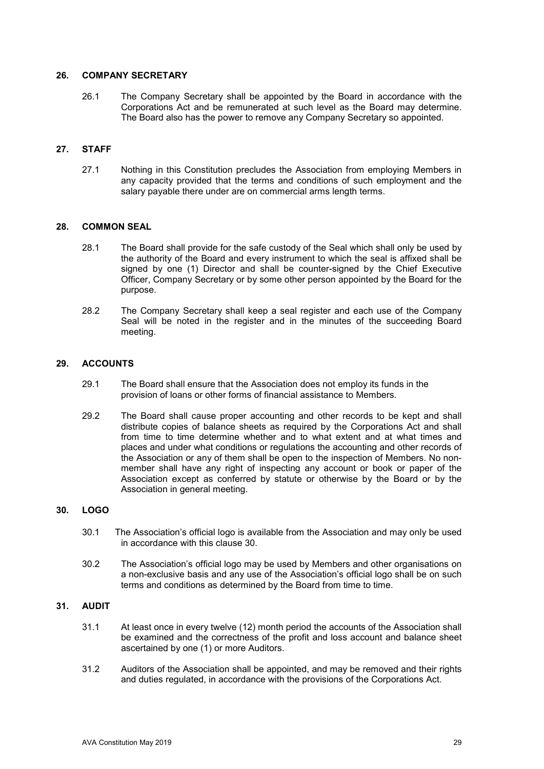## 26. COMPANY SECRETARY

26.1 The Company Secretary shall be appointed by the Board in accordance with the Corporations Act and be remunerated at such level as the Board may determine. The Board also has the power to remove any Company Secretary so appointed.

## 27. STAFF

27.1 Nothing in this Constitution precludes the Association from employing Members in any capacity provided that the terms and conditions of such employment and the salary payable there under are on commercial arms length terms.

## 28. COMMON SEAL

28.1 The Board shall provide for the safe custody of the Seal which shall only be used by the authority of the Board and every instrument to which the seal is affixed shall be signed by one (1) Director and shall be counter-signed by the Chief Executive Officer, Company Secretary or by some other person appointed by the Board for the purpose.

28.2 The Company Secretary shall keep a seal register and each use of the Company Seal will be noted in the register and in the minutes of the succeeding Board meeting.

## 29. ACCOUNTS

29.1 The Board shall ensure that the Association does not employ its funds in the provision of loans or other forms of financial assistance to Members.

29.2 The Board shall cause proper accounting and other records to be kept and shall distribute copies of balance sheets as required by the Corporations Act and shall from time to time determine whether and to what extent and at what times and places and under what conditions or regulations the accounting and other records of the Association or any of them shall be open to the inspection of Members. No non-member shall have any right of inspecting any account or book or paper of the Association except as conferred by statute or otherwise by the Board or by the Association in general meeting.

## 30. LOGO

30.1 The Association's official logo is available from the Association and may only be used in accordance with this clause 30.

30.2 The Association's official logo may be used by Members and other organisations on a non-exclusive basis and any use of the Association's official logo shall be on such terms and conditions as determined by the Board from time to time.

## 31. AUDIT

31.1 At least once in every twelve (12) month period the accounts of the Association shall be examined and the correctness of the profit and loss account and balance sheet ascertained by one (1) or more Auditors.

31.2 Auditors of the Association shall be appointed, and may be removed and their rights and duties regulated, in accordance with the provisions of the Corporations Act.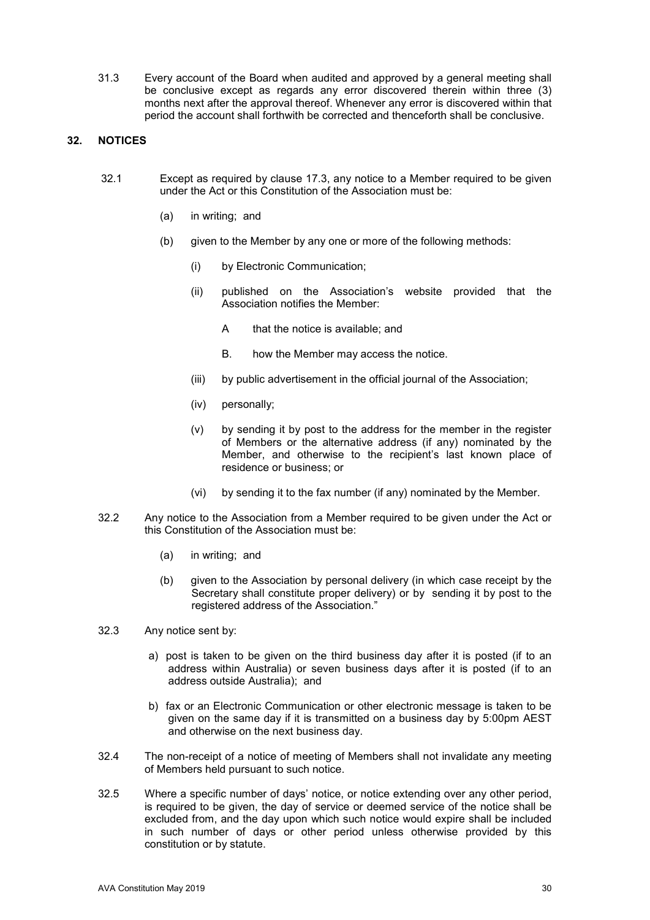31.3 Every account of the Board when audited and approved by a general meeting shall be conclusive except as regards any error discovered therein within three (3) months next after the approval thereof. Whenever any error is discovered within that period the account shall forthwith be corrected and thenceforth shall be conclusive.

## 32. NOTICES

32.1 Except as required by clause 17.3, any notice to a Member required to be given under the Act or this Constitution of the Association must be:

(a) in writing; and

(b) given to the Member by any one or more of the following methods:

(i) by Electronic Communication;

(ii) published on the Association's website provided that the Association notifies the Member:

A that the notice is available; and

B. how the Member may access the notice.

(iii) by public advertisement in the official journal of the Association;

(iv) personally;

(v) by sending it by post to the address for the member in the register of Members or the alternative address (if any) nominated by the Member, and otherwise to the recipient's last known place of residence or business; or

(vi) by sending it to the fax number (if any) nominated by the Member.

32.2 Any notice to the Association from a Member required to be given under the Act or this Constitution of the Association must be:

(a) in writing; and

(b) given to the Association by personal delivery (in which case receipt by the Secretary shall constitute proper delivery) or by sending it by post to the registered address of the Association."

32.3 Any notice sent by:

a) post is taken to be given on the third business day after it is posted (if to an address within Australia) or seven business days after it is posted (if to an address outside Australia); and

b) fax or an Electronic Communication or other electronic message is taken to be given on the same day if it is transmitted on a business day by 5:00pm AEST and otherwise on the next business day.

32.4 The non-receipt of a notice of meeting of Members shall not invalidate any meeting of Members held pursuant to such notice.

32.5 Where a specific number of days' notice, or notice extending over any other period, is required to be given, the day of service or deemed service of the notice shall be excluded from, and the day upon which such notice would expire shall be included in such number of days or other period unless otherwise provided by this constitution or by statute.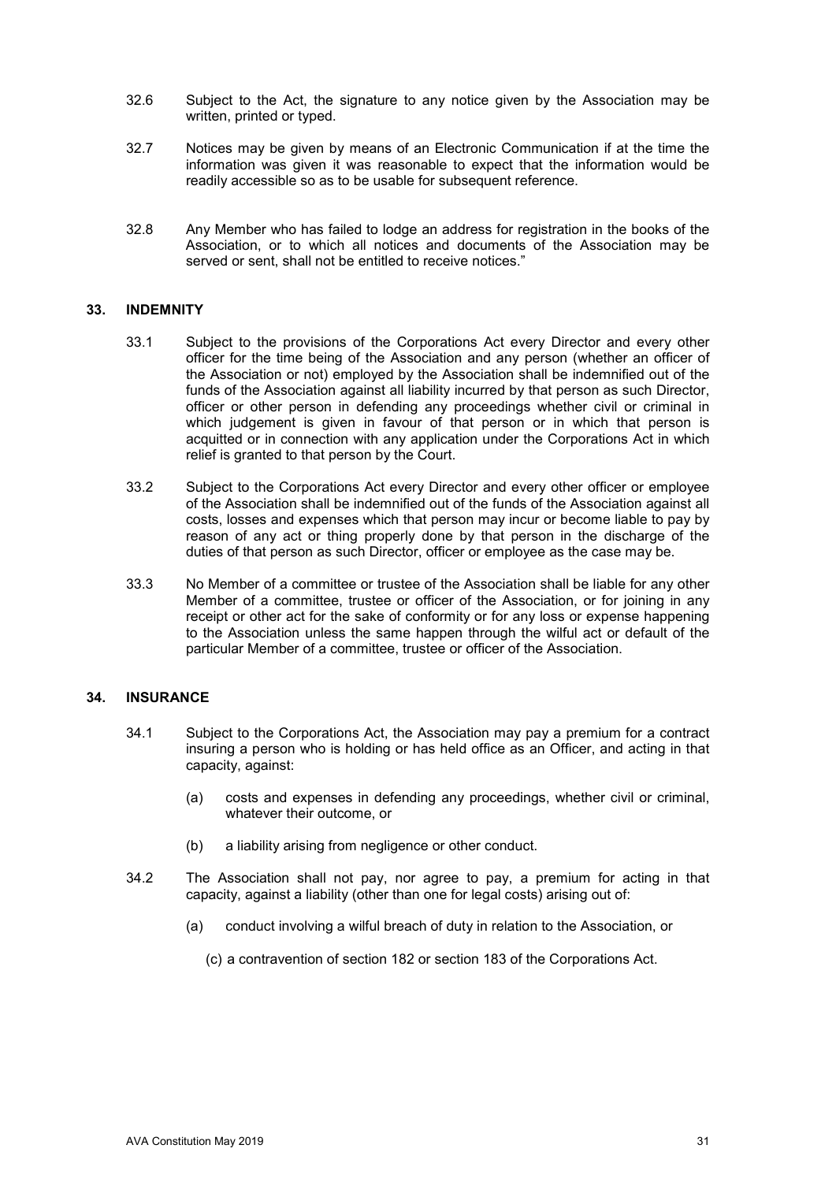32.6 Subject to the Act, the signature to any notice given by the Association may be written, printed or typed.

32.7 Notices may be given by means of an Electronic Communication if at the time the information was given it was reasonable to expect that the information would be readily accessible so as to be usable for subsequent reference.

32.8 Any Member who has failed to lodge an address for registration in the books of the Association, or to which all notices and documents of the Association may be served or sent, shall not be entitled to receive notices."

## 33. INDEMNITY

33.1 Subject to the provisions of the Corporations Act every Director and every other officer for the time being of the Association and any person (whether an officer of the Association or not) employed by the Association shall be indemnified out of the funds of the Association against all liability incurred by that person as such Director, officer or other person in defending any proceedings whether civil or criminal in which judgement is given in favour of that person or in which that person is acquitted or in connection with any application under the Corporations Act in which relief is granted to that person by the Court.

33.2 Subject to the Corporations Act every Director and every other officer or employee of the Association shall be indemnified out of the funds of the Association against all costs, losses and expenses which that person may incur or become liable to pay by reason of any act or thing properly done by that person in the discharge of the duties of that person as such Director, officer or employee as the case may be.

33.3 No Member of a committee or trustee of the Association shall be liable for any other Member of a committee, trustee or officer of the Association, or for joining in any receipt or other act for the sake of conformity or for any loss or expense happening to the Association unless the same happen through the wilful act or default of the particular Member of a committee, trustee or officer of the Association.

## 34. INSURANCE

34.1 Subject to the Corporations Act, the Association may pay a premium for a contract insuring a person who is holding or has held office as an Officer, and acting in that capacity, against:

(a) costs and expenses in defending any proceedings, whether civil or criminal, whatever their outcome, or

(b) a liability arising from negligence or other conduct.

34.2 The Association shall not pay, nor agree to pay, a premium for acting in that capacity, against a liability (other than one for legal costs) arising out of:

(a) conduct involving a wilful breach of duty in relation to the Association, or

(c) a contravention of section 182 or section 183 of the Corporations Act.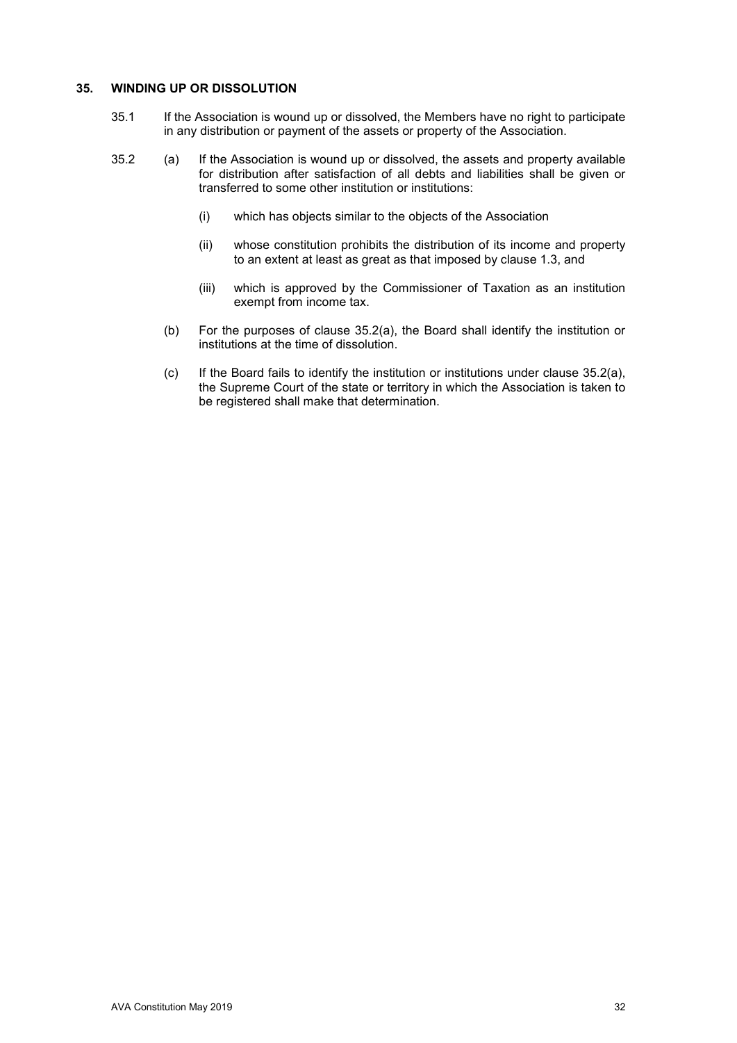## 35. WINDING UP OR DISSOLUTION

35.1 If the Association is wound up or dissolved, the Members have no right to participate in any distribution or payment of the assets or property of the Association.

35.2 (a) If the Association is wound up or dissolved, the assets and property available for distribution after satisfaction of all debts and liabilities shall be given or transferred to some other institution or institutions:

(i) which has objects similar to the objects of the Association

(ii) whose constitution prohibits the distribution of its income and property to an extent at least as great as that imposed by clause 1.3, and

(iii) which is approved by the Commissioner of Taxation as an institution exempt from income tax.

(b) For the purposes of clause 35.2(a), the Board shall identify the institution or institutions at the time of dissolution.

(c) If the Board fails to identify the institution or institutions under clause 35.2(a), the Supreme Court of the state or territory in which the Association is taken to be registered shall make that determination.